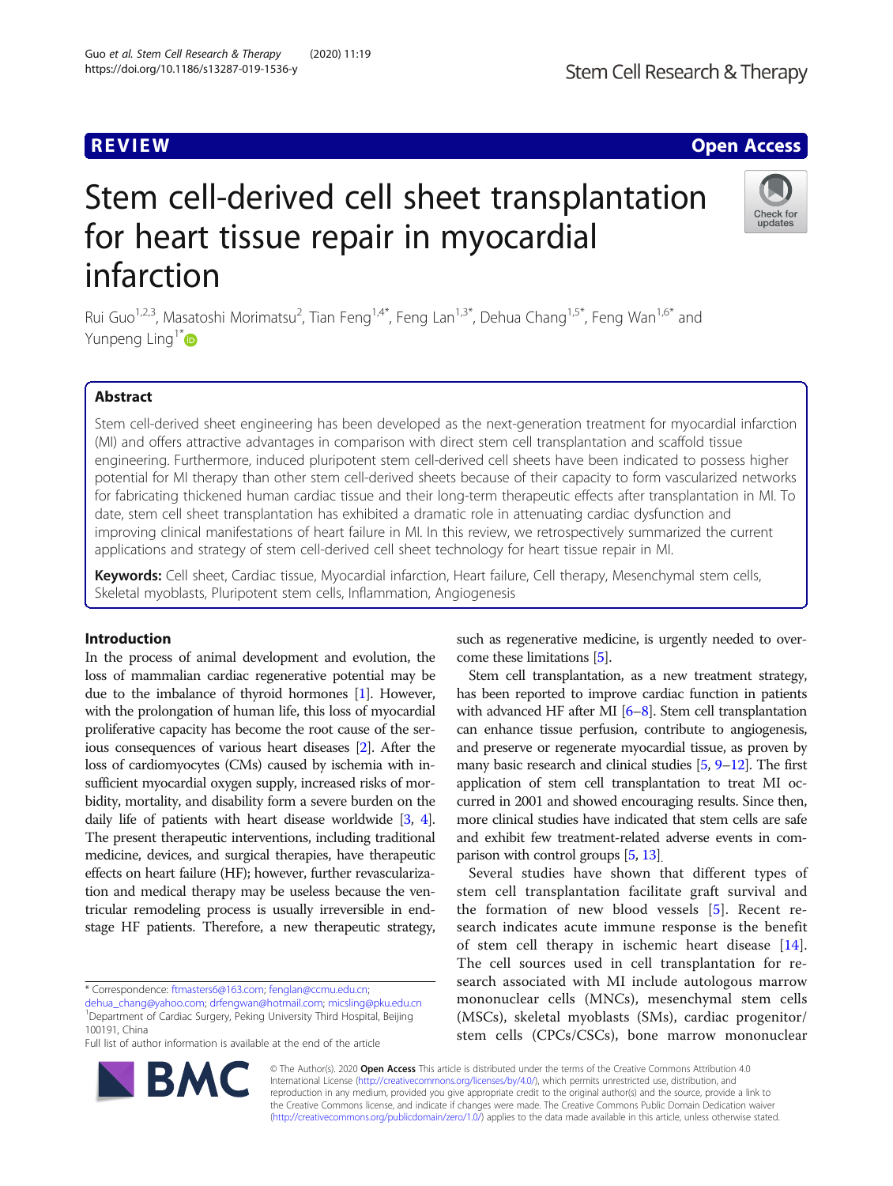REVIEW

Open Access

# Stem cell-derived cell sheet transplantation for heart tissue repair in myocardial infarction

Rui Guo[1,2,3], Masatoshi Morimatsu[2], Tian Feng[1,4*], Feng Lan[1,3*], Dehua Chang[1,5*], Feng Wan[1,6*] and Yunpeng Ling[1*]

## Abstract

Stem cell-derived sheet engineering has been developed as the next-generation treatment for myocardial infarction (MI) and offers attractive advantages in comparison with direct stem cell transplantation and scaffold tissue engineering. Furthermore, induced pluripotent stem cell-derived cell sheets have been indicated to possess higher potential for MI therapy than other stem cell-derived sheets because of their capacity to form vascularized networks for fabricating thickened human cardiac tissue and their long-term therapeutic effects after transplantation in MI. To date, stem cell sheet transplantation has exhibited a dramatic role in attenuating cardiac dysfunction and improving clinical manifestations of heart failure in MI. In this review, we retrospectively summarized the current applications and strategy of stem cell-derived cell sheet technology for heart tissue repair in MI.

**Keywords:** Cell sheet, Cardiac tissue, Myocardial infarction, Heart failure, Cell therapy, Mesenchymal stem cells, Skeletal myoblasts, Pluripotent stem cells, Inflammation, Angiogenesis

## Introduction

In the process of animal development and evolution, the loss of mammalian cardiac regenerative potential may be due to the imbalance of thyroid hormones [1]. However, with the prolongation of human life, this loss of myocardial proliferative capacity has become the root cause of the serious consequences of various heart diseases [2]. After the loss of cardiomyocytes (CMs) caused by ischemia with insufficient myocardial oxygen supply, increased risks of morbidity, mortality, and disability form a severe burden on the daily life of patients with heart disease worldwide [3, 4]. The present therapeutic interventions, including traditional medicine, devices, and surgical therapies, have therapeutic effects on heart failure (HF); however, further revascularization and medical therapy may be useless because the ventricular remodeling process is usually irreversible in end-stage HF patients. Therefore, a new therapeutic strategy, such as regenerative medicine, is urgently needed to overcome these limitations [5].

Stem cell transplantation, as a new treatment strategy, has been reported to improve cardiac function in patients with advanced HF after MI [6–8]. Stem cell transplantation can enhance tissue perfusion, contribute to angiogenesis, and preserve or regenerate myocardial tissue, as proven by many basic research and clinical studies [5, 9–12]. The first application of stem cell transplantation to treat MI occurred in 2001 and showed encouraging results. Since then, more clinical studies have indicated that stem cells are safe and exhibit few treatment-related adverse events in comparison with control groups [5, 13].

Several studies have shown that different types of stem cell transplantation facilitate graft survival and the formation of new blood vessels [5]. Recent research indicates acute immune response is the benefit of stem cell therapy in ischemic heart disease [14]. The cell sources used in cell transplantation for research associated with MI include autologous marrow mononuclear cells (MNCs), mesenchymal stem cells (MSCs), skeletal myoblasts (SMs), cardiac progenitor/stem cells (CPCs/CSCs), bone marrow mononuclear

\* Correspondence: ftmasters6@163.com; fenglan@ccmu.edu.cn; dehua_chang@yahoo.com; drfengwan@hotmail.com; micsling@pku.edu.cn
[1]Department of Cardiac Surgery, Peking University Third Hospital, Beijing 100191, China
Full list of author information is available at the end of the article

© The Author(s). 2020 **Open Access** This article is distributed under the terms of the Creative Commons Attribution 4.0 International License (http://creativecommons.org/licenses/by/4.0/), which permits unrestricted use, distribution, and reproduction in any medium, provided you give appropriate credit to the original author(s) and the source, provide a link to the Creative Commons license, and indicate if changes were made. The Creative Commons Public Domain Dedication waiver (http://creativecommons.org/publicdomain/zero/1.0/) applies to the data made available in this article, unless otherwise stated.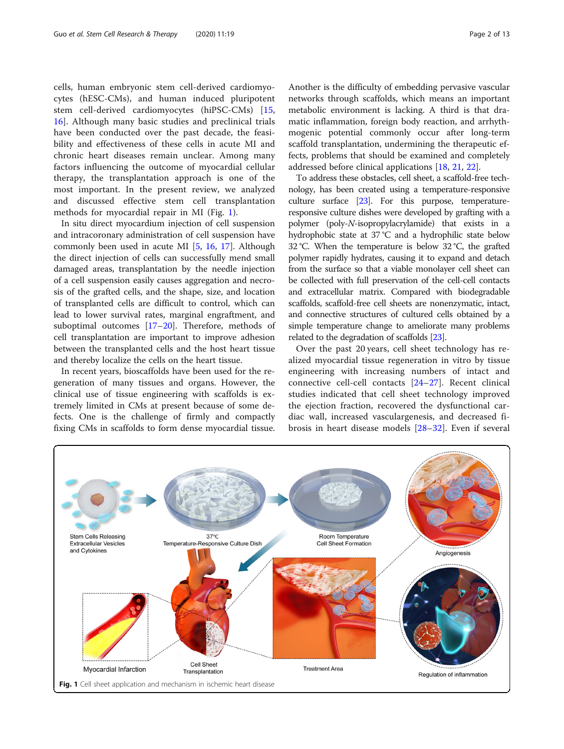cells, human embryonic stem cell-derived cardiomyocytes (hESC-CMs), and human induced pluripotent stem cell-derived cardiomyocytes (hiPSC-CMs) [15, 16]. Although many basic studies and preclinical trials have been conducted over the past decade, the feasibility and effectiveness of these cells in acute MI and chronic heart diseases remain unclear. Among many factors influencing the outcome of myocardial cellular therapy, the transplantation approach is one of the most important. In the present review, we analyzed and discussed effective stem cell transplantation methods for myocardial repair in MI (Fig. 1).

In situ direct myocardium injection of cell suspension and intracoronary administration of cell suspension have commonly been used in acute MI [5, 16, 17]. Although the direct injection of cells can successfully mend small damaged areas, transplantation by the needle injection of a cell suspension easily causes aggregation and necrosis of the grafted cells, and the shape, size, and location of transplanted cells are difficult to control, which can lead to lower survival rates, marginal engraftment, and suboptimal outcomes [17–20]. Therefore, methods of cell transplantation are important to improve adhesion between the transplanted cells and the host heart tissue and thereby localize the cells on the heart tissue.

In recent years, bioscaffolds have been used for the regeneration of many tissues and organs. However, the clinical use of tissue engineering with scaffolds is extremely limited in CMs at present because of some defects. One is the challenge of firmly and compactly fixing CMs in scaffolds to form dense myocardial tissue. Another is the difficulty of embedding pervasive vascular networks through scaffolds, which means an important metabolic environment is lacking. A third is that dramatic inflammation, foreign body reaction, and arrhythmogenic potential commonly occur after long-term scaffold transplantation, undermining the therapeutic effects, problems that should be examined and completely addressed before clinical applications [18, 21, 22].

To address these obstacles, cell sheet, a scaffold-free technology, has been created using a temperature-responsive culture surface [23]. For this purpose, temperature-responsive culture dishes were developed by grafting with a polymer (poly-*N*-isopropylacrylamide) that exists in a hydrophobic state at 37 °C and a hydrophilic state below 32 °C. When the temperature is below 32 °C, the grafted polymer rapidly hydrates, causing it to expand and detach from the surface so that a viable monolayer cell sheet can be collected with full preservation of the cell-cell contacts and extracellular matrix. Compared with biodegradable scaffolds, scaffold-free cell sheets are nonenzymatic, intact, and connective structures of cultured cells obtained by a simple temperature change to ameliorate many problems related to the degradation of scaffolds [23].

Over the past 20 years, cell sheet technology has realized myocardial tissue regeneration in vitro by tissue engineering with increasing numbers of intact and connective cell-cell contacts [24–27]. Recent clinical studies indicated that cell sheet technology improved the ejection fraction, recovered the dysfunctional cardiac wall, increased vasculargenesis, and decreased fibrosis in heart disease models [28–32]. Even if several

**Fig. 1** Cell sheet application and mechanism in ischemic heart disease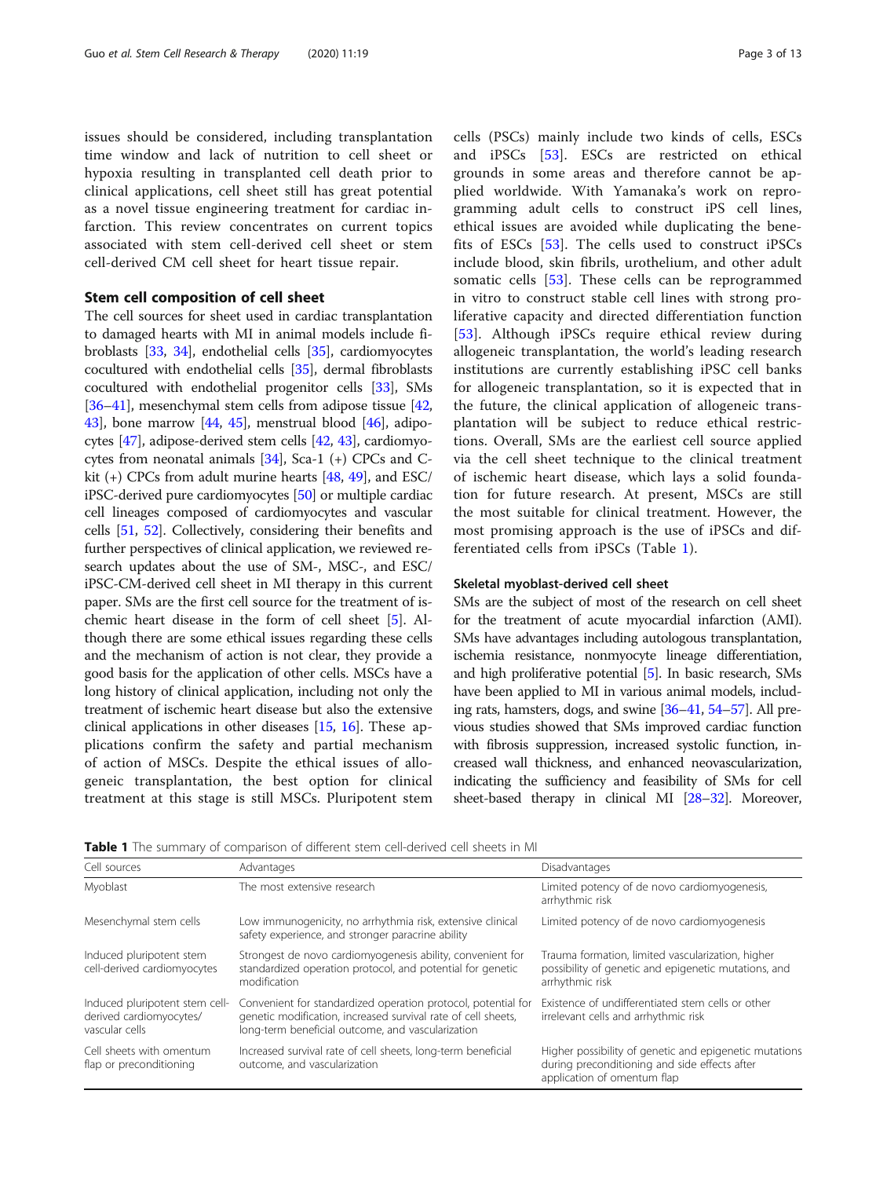issues should be considered, including transplantation time window and lack of nutrition to cell sheet or hypoxia resulting in transplanted cell death prior to clinical applications, cell sheet still has great potential as a novel tissue engineering treatment for cardiac infarction. This review concentrates on current topics associated with stem cell-derived cell sheet or stem cell-derived CM cell sheet for heart tissue repair.

## Stem cell composition of cell sheet

The cell sources for sheet used in cardiac transplantation to damaged hearts with MI in animal models include fibroblasts [33, 34], endothelial cells [35], cardiomyocytes cocultured with endothelial cells [35], dermal fibroblasts cocultured with endothelial progenitor cells [33], SMs [36–41], mesenchymal stem cells from adipose tissue [42, 43], bone marrow [44, 45], menstrual blood [46], adipocytes [47], adipose-derived stem cells [42, 43], cardiomyocytes from neonatal animals [34], Sca-1 (+) CPCs and C-kit (+) CPCs from adult murine hearts [48, 49], and ESC/iPSC-derived pure cardiomyocytes [50] or multiple cardiac cell lineages composed of cardiomyocytes and vascular cells [51, 52]. Collectively, considering their benefits and further perspectives of clinical application, we reviewed research updates about the use of SM-, MSC-, and ESC/iPSC-CM-derived cell sheet in MI therapy in this current paper. SMs are the first cell source for the treatment of ischemic heart disease in the form of cell sheet [5]. Although there are some ethical issues regarding these cells and the mechanism of action is not clear, they provide a good basis for the application of other cells. MSCs have a long history of clinical application, including not only the treatment of ischemic heart disease but also the extensive clinical applications in other diseases [15, 16]. These applications confirm the safety and partial mechanism of action of MSCs. Despite the ethical issues of allogeneic transplantation, the best option for clinical treatment at this stage is still MSCs. Pluripotent stem cells (PSCs) mainly include two kinds of cells, ESCs and iPSCs [53]. ESCs are restricted on ethical grounds in some areas and therefore cannot be applied worldwide. With Yamanaka's work on reprogramming adult cells to construct iPS cell lines, ethical issues are avoided while duplicating the benefits of ESCs [53]. The cells used to construct iPSCs include blood, skin fibrils, urothelium, and other adult somatic cells [53]. These cells can be reprogrammed in vitro to construct stable cell lines with strong proliferative capacity and directed differentiation function [53]. Although iPSCs require ethical review during allogeneic transplantation, the world's leading research institutions are currently establishing iPSC cell banks for allogeneic transplantation, so it is expected that in the future, the clinical application of allogeneic transplantation will be subject to reduce ethical restrictions. Overall, SMs are the earliest cell source applied via the cell sheet technique to the clinical treatment of ischemic heart disease, which lays a solid foundation for future research. At present, MSCs are still the most suitable for clinical treatment. However, the most promising approach is the use of iPSCs and differentiated cells from iPSCs (Table 1).

### Skeletal myoblast-derived cell sheet

SMs are the subject of most of the research on cell sheet for the treatment of acute myocardial infarction (AMI). SMs have advantages including autologous transplantation, ischemia resistance, nonmyocyte lineage differentiation, and high proliferative potential [5]. In basic research, SMs have been applied to MI in various animal models, including rats, hamsters, dogs, and swine [36–41, 54–57]. All previous studies showed that SMs improved cardiac function with fibrosis suppression, increased systolic function, increased wall thickness, and enhanced neovascularization, indicating the sufficiency and feasibility of SMs for cell sheet-based therapy in clinical MI [28–32]. Moreover,

**Table 1** The summary of comparison of different stem cell-derived cell sheets in MI

| Cell sources | Advantages | Disadvantages |
|---|---|---|
| Myoblast | The most extensive research | Limited potency of de novo cardiomyogenesis, arrhythmic risk |
| Mesenchymal stem cells | Low immunogenicity, no arrhythmia risk, extensive clinical safety experience, and stronger paracrine ability | Limited potency of de novo cardiomyogenesis |
| Induced pluripotent stem cell-derived cardiomyocytes | Strongest de novo cardiomyogenesis ability, convenient for standardized operation protocol, and potential for genetic modification | Trauma formation, limited vascularization, higher possibility of genetic and epigenetic mutations, and arrhythmic risk |
| Induced pluripotent stem cell-derived cardiomyocytes/vascular cells | Convenient for standardized operation protocol, potential for genetic modification, increased survival rate of cell sheets, long-term beneficial outcome, and vascularization | Existence of undifferentiated stem cells or other irrelevant cells and arrhythmic risk |
| Cell sheets with omentum flap or preconditioning | Increased survival rate of cell sheets, long-term beneficial outcome, and vascularization | Higher possibility of genetic and epigenetic mutations during preconditioning and side effects after application of omentum flap |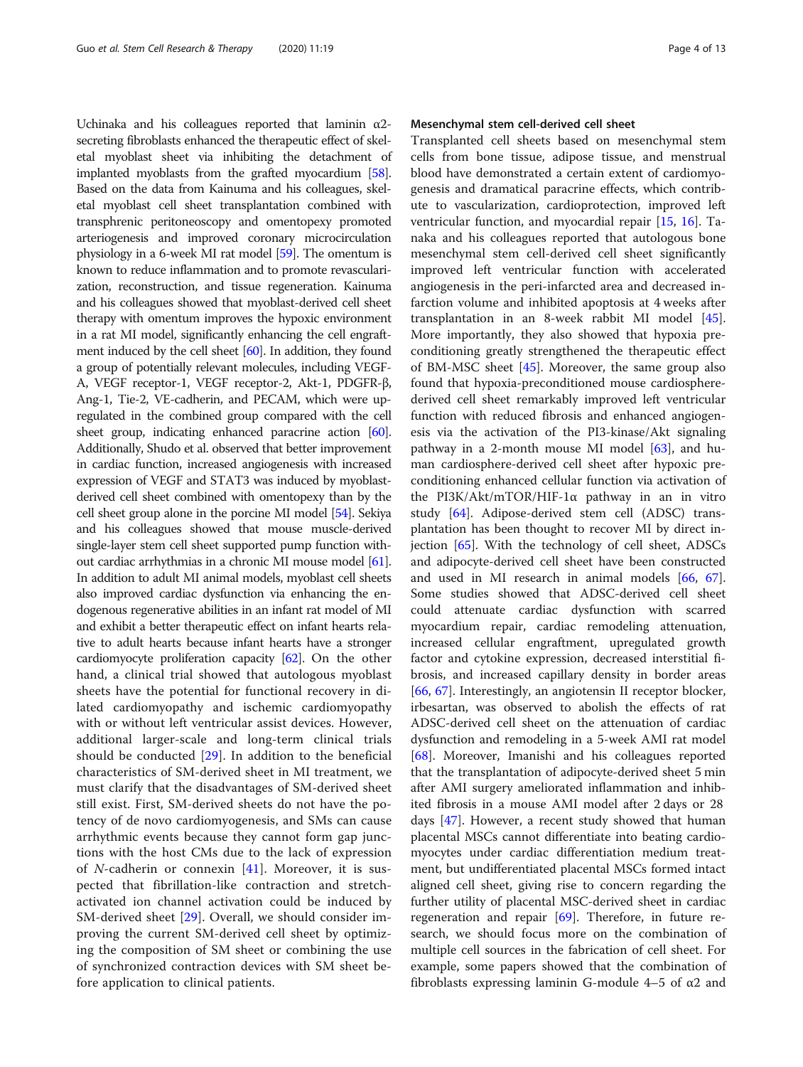Uchinaka and his colleagues reported that laminin α2-secreting fibroblasts enhanced the therapeutic effect of skeletal myoblast sheet via inhibiting the detachment of implanted myoblasts from the grafted myocardium [58]. Based on the data from Kainuma and his colleagues, skeletal myoblast cell sheet transplantation combined with transphrenic peritoneoscopy and omentopexy promoted arteriogenesis and improved coronary microcirculation physiology in a 6-week MI rat model [59]. The omentum is known to reduce inflammation and to promote revascularization, reconstruction, and tissue regeneration. Kainuma and his colleagues showed that myoblast-derived cell sheet therapy with omentum improves the hypoxic environment in a rat MI model, significantly enhancing the cell engraftment induced by the cell sheet [60]. In addition, they found a group of potentially relevant molecules, including VEGF-A, VEGF receptor-1, VEGF receptor-2, Akt-1, PDGFR-β, Ang-1, Tie-2, VE-cadherin, and PECAM, which were upregulated in the combined group compared with the cell sheet group, indicating enhanced paracrine action [60]. Additionally, Shudo et al. observed that better improvement in cardiac function, increased angiogenesis with increased expression of VEGF and STAT3 was induced by myoblast-derived cell sheet combined with omentopexy than by the cell sheet group alone in the porcine MI model [54]. Sekiya and his colleagues showed that mouse muscle-derived single-layer stem cell sheet supported pump function without cardiac arrhythmias in a chronic MI mouse model [61]. In addition to adult MI animal models, myoblast cell sheets also improved cardiac dysfunction via enhancing the endogenous regenerative abilities in an infant rat model of MI and exhibit a better therapeutic effect on infant hearts relative to adult hearts because infant hearts have a stronger cardiomyocyte proliferation capacity [62]. On the other hand, a clinical trial showed that autologous myoblast sheets have the potential for functional recovery in dilated cardiomyopathy and ischemic cardiomyopathy with or without left ventricular assist devices. However, additional larger-scale and long-term clinical trials should be conducted [29]. In addition to the beneficial characteristics of SM-derived sheet in MI treatment, we must clarify that the disadvantages of SM-derived sheet still exist. First, SM-derived sheets do not have the potency of de novo cardiomyogenesis, and SMs can cause arrhythmic events because they cannot form gap junctions with the host CMs due to the lack of expression of *N*-cadherin or connexin [41]. Moreover, it is suspected that fibrillation-like contraction and stretch-activated ion channel activation could be induced by SM-derived sheet [29]. Overall, we should consider improving the current SM-derived cell sheet by optimizing the composition of SM sheet or combining the use of synchronized contraction devices with SM sheet before application to clinical patients.

### Mesenchymal stem cell-derived cell sheet

Transplanted cell sheets based on mesenchymal stem cells from bone tissue, adipose tissue, and menstrual blood have demonstrated a certain extent of cardiomyogenesis and dramatical paracrine effects, which contribute to vascularization, cardioprotection, improved left ventricular function, and myocardial repair [15, 16]. Tanaka and his colleagues reported that autologous bone mesenchymal stem cell-derived cell sheet significantly improved left ventricular function with accelerated angiogenesis in the peri-infarcted area and decreased infarction volume and inhibited apoptosis at 4 weeks after transplantation in an 8-week rabbit MI model [45]. More importantly, they also showed that hypoxia preconditioning greatly strengthened the therapeutic effect of BM-MSC sheet [45]. Moreover, the same group also found that hypoxia-preconditioned mouse cardiosphere-derived cell sheet remarkably improved left ventricular function with reduced fibrosis and enhanced angiogenesis via the activation of the PI3-kinase/Akt signaling pathway in a 2-month mouse MI model [63], and human cardiosphere-derived cell sheet after hypoxic preconditioning enhanced cellular function via activation of the PI3K/Akt/mTOR/HIF-1α pathway in an in vitro study [64]. Adipose-derived stem cell (ADSC) transplantation has been thought to recover MI by direct injection [65]. With the technology of cell sheet, ADSCs and adipocyte-derived cell sheet have been constructed and used in MI research in animal models [66, 67]. Some studies showed that ADSC-derived cell sheet could attenuate cardiac dysfunction with scarred myocardium repair, cardiac remodeling attenuation, increased cellular engraftment, upregulated growth factor and cytokine expression, decreased interstitial fibrosis, and increased capillary density in border areas [66, 67]. Interestingly, an angiotensin II receptor blocker, irbesartan, was observed to abolish the effects of rat ADSC-derived cell sheet on the attenuation of cardiac dysfunction and remodeling in a 5-week AMI rat model [68]. Moreover, Imanishi and his colleagues reported that the transplantation of adipocyte-derived sheet 5 min after AMI surgery ameliorated inflammation and inhibited fibrosis in a mouse AMI model after 2 days or 28 days [47]. However, a recent study showed that human placental MSCs cannot differentiate into beating cardiomyocytes under cardiac differentiation medium treatment, but undifferentiated placental MSCs formed intact aligned cell sheet, giving rise to concern regarding the further utility of placental MSC-derived sheet in cardiac regeneration and repair [69]. Therefore, in future research, we should focus more on the combination of multiple cell sources in the fabrication of cell sheet. For example, some papers showed that the combination of fibroblasts expressing laminin G-module 4–5 of α2 and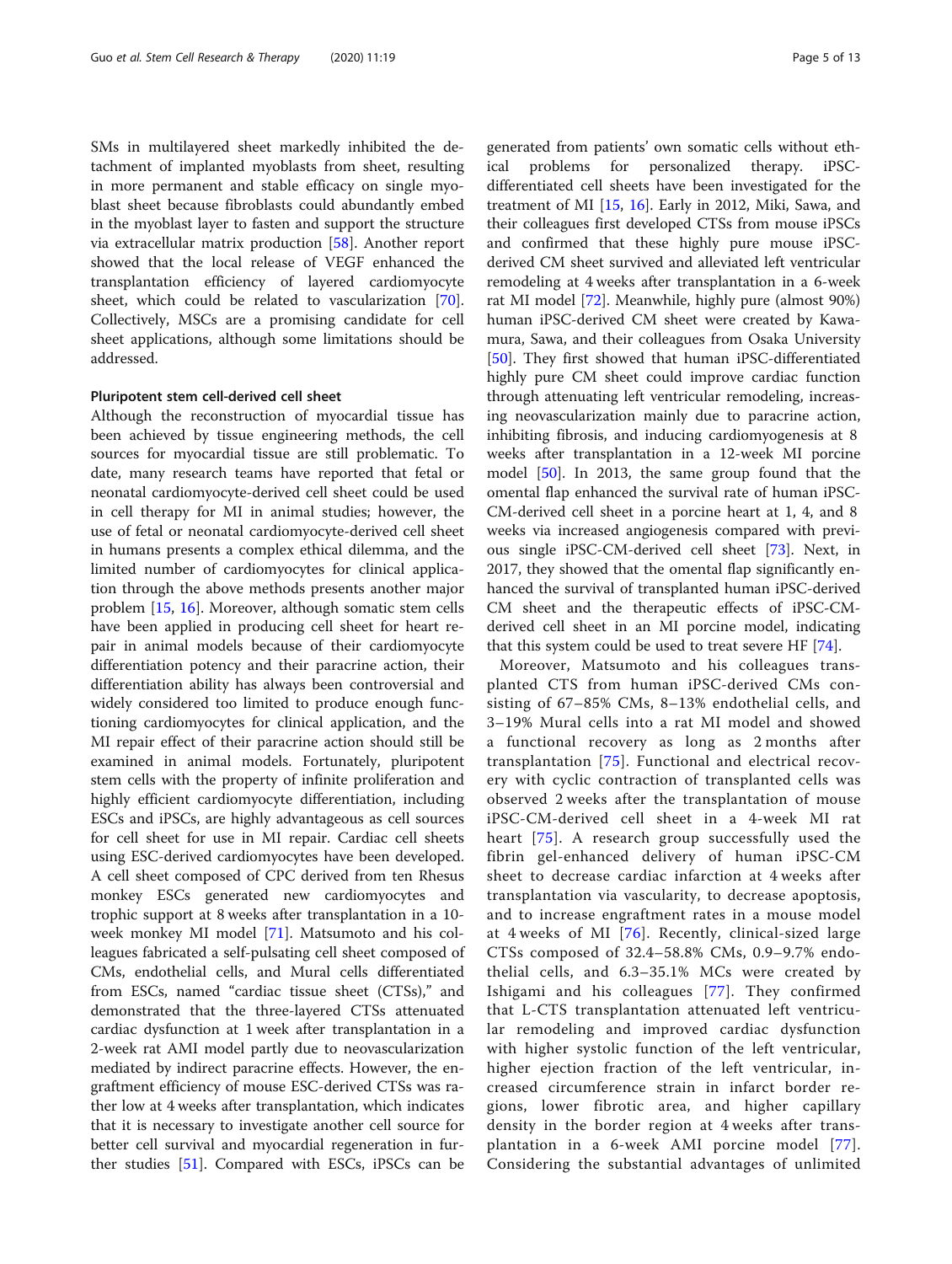SMs in multilayered sheet markedly inhibited the detachment of implanted myoblasts from sheet, resulting in more permanent and stable efficacy on single myoblast sheet because fibroblasts could abundantly embed in the myoblast layer to fasten and support the structure via extracellular matrix production [58]. Another report showed that the local release of VEGF enhanced the transplantation efficiency of layered cardiomyocyte sheet, which could be related to vascularization [70]. Collectively, MSCs are a promising candidate for cell sheet applications, although some limitations should be addressed.

#### Pluripotent stem cell-derived cell sheet

Although the reconstruction of myocardial tissue has been achieved by tissue engineering methods, the cell sources for myocardial tissue are still problematic. To date, many research teams have reported that fetal or neonatal cardiomyocyte-derived cell sheet could be used in cell therapy for MI in animal studies; however, the use of fetal or neonatal cardiomyocyte-derived cell sheet in humans presents a complex ethical dilemma, and the limited number of cardiomyocytes for clinical application through the above methods presents another major problem [15, 16]. Moreover, although somatic stem cells have been applied in producing cell sheet for heart repair in animal models because of their cardiomyocyte differentiation potency and their paracrine action, their differentiation ability has always been controversial and widely considered too limited to produce enough functioning cardiomyocytes for clinical application, and the MI repair effect of their paracrine action should still be examined in animal models. Fortunately, pluripotent stem cells with the property of infinite proliferation and highly efficient cardiomyocyte differentiation, including ESCs and iPSCs, are highly advantageous as cell sources for cell sheet for use in MI repair. Cardiac cell sheets using ESC-derived cardiomyocytes have been developed. A cell sheet composed of CPC derived from ten Rhesus monkey ESCs generated new cardiomyocytes and trophic support at 8 weeks after transplantation in a 10-week monkey MI model [71]. Matsumoto and his colleagues fabricated a self-pulsating cell sheet composed of CMs, endothelial cells, and Mural cells differentiated from ESCs, named "cardiac tissue sheet (CTSs)," and demonstrated that the three-layered CTSs attenuated cardiac dysfunction at 1 week after transplantation in a 2-week rat AMI model partly due to neovascularization mediated by indirect paracrine effects. However, the engraftment efficiency of mouse ESC-derived CTSs was rather low at 4 weeks after transplantation, which indicates that it is necessary to investigate another cell source for better cell survival and myocardial regeneration in further studies [51]. Compared with ESCs, iPSCs can be generated from patients' own somatic cells without ethical problems for personalized therapy. iPSC-differentiated cell sheets have been investigated for the treatment of MI [15, 16]. Early in 2012, Miki, Sawa, and their colleagues first developed CTSs from mouse iPSCs and confirmed that these highly pure mouse iPSC-derived CM sheet survived and alleviated left ventricular remodeling at 4 weeks after transplantation in a 6-week rat MI model [72]. Meanwhile, highly pure (almost 90%) human iPSC-derived CM sheet were created by Kawamura, Sawa, and their colleagues from Osaka University [50]. They first showed that human iPSC-differentiated highly pure CM sheet could improve cardiac function through attenuating left ventricular remodeling, increasing neovascularization mainly due to paracrine action, inhibiting fibrosis, and inducing cardiomyogenesis at 8 weeks after transplantation in a 12-week MI porcine model [50]. In 2013, the same group found that the omental flap enhanced the survival rate of human iPSC-CM-derived cell sheet in a porcine heart at 1, 4, and 8 weeks via increased angiogenesis compared with previous single iPSC-CM-derived cell sheet [73]. Next, in 2017, they showed that the omental flap significantly enhanced the survival of transplanted human iPSC-derived CM sheet and the therapeutic effects of iPSC-CM-derived cell sheet in an MI porcine model, indicating that this system could be used to treat severe HF [74].

Moreover, Matsumoto and his colleagues transplanted CTS from human iPSC-derived CMs consisting of 67–85% CMs, 8–13% endothelial cells, and 3–19% Mural cells into a rat MI model and showed a functional recovery as long as 2 months after transplantation [75]. Functional and electrical recovery with cyclic contraction of transplanted cells was observed 2 weeks after the transplantation of mouse iPSC-CM-derived cell sheet in a 4-week MI rat heart [75]. A research group successfully used the fibrin gel-enhanced delivery of human iPSC-CM sheet to decrease cardiac infarction at 4 weeks after transplantation via vascularity, to decrease apoptosis, and to increase engraftment rates in a mouse model at 4 weeks of MI [76]. Recently, clinical-sized large CTSs composed of 32.4–58.8% CMs, 0.9–9.7% endothelial cells, and 6.3–35.1% MCs were created by Ishigami and his colleagues [77]. They confirmed that L-CTS transplantation attenuated left ventricular remodeling and improved cardiac dysfunction with higher systolic function of the left ventricular, higher ejection fraction of the left ventricular, increased circumference strain in infarct border regions, lower fibrotic area, and higher capillary density in the border region at 4 weeks after transplantation in a 6-week AMI porcine model [77]. Considering the substantial advantages of unlimited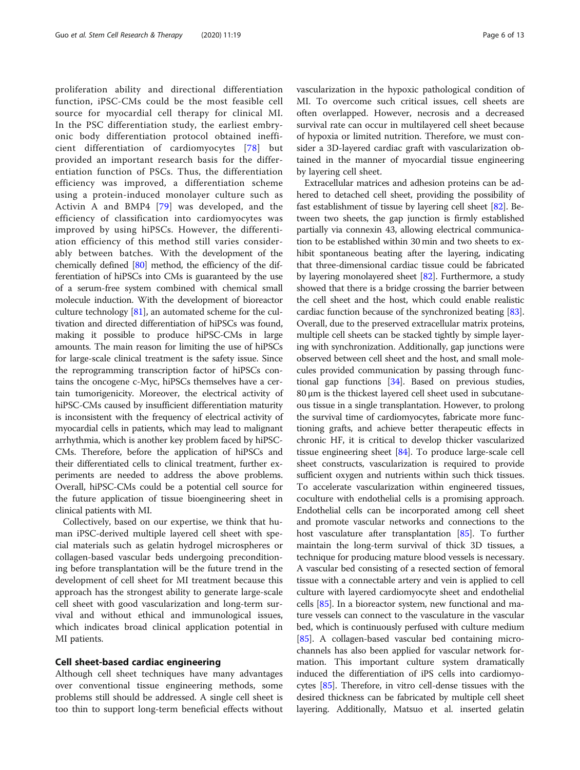proliferation ability and directional differentiation function, iPSC-CMs could be the most feasible cell source for myocardial cell therapy for clinical MI. In the PSC differentiation study, the earliest embryonic body differentiation protocol obtained inefficient differentiation of cardiomyocytes [78] but provided an important research basis for the differentiation function of PSCs. Thus, the differentiation efficiency was improved, a differentiation scheme using a protein-induced monolayer culture such as Activin A and BMP4 [79] was developed, and the efficiency of classification into cardiomyocytes was improved by using hiPSCs. However, the differentiation efficiency of this method still varies considerably between batches. With the development of the chemically defined [80] method, the efficiency of the differentiation of hiPSCs is guaranteed by the use of a serum-free system combined with chemical small molecule induction. With the development of bioreactor culture technology [81], an automated scheme for the cultivation and directed differentiation of hiPSCs was found, making it possible to produce hiPSC-CMs in large amounts. The main reason for limiting the use of hiPSCs for large-scale clinical treatment is the safety issue. Since the reprogramming transcription factor of hiPSCs contains the oncogene c-Myc, hiPSCs themselves have a certain tumorigenicity. Moreover, the electrical activity of hiPSC-CMs caused by insufficient differentiation maturity is inconsistent with the frequency of electrical activity of myocardial cells in patients, which may lead to malignant arrhythmia, which is another key problem faced by hiPSC-CMs. Therefore, before the application of hiPSCs and their differentiated cells to clinical treatment, further experiments are needed to address the above problems. Overall, hiPSC-CMs could be a potential cell source for the future application of tissue bioengineering sheet in clinical patients with MI.

Collectively, based on our expertise, we think that human iPSC-derived multiple layered cell sheet with special materials such as gelatin hydrogel microspheres or collagen-based vascular beds undergoing preconditioning before transplantation will be the future trend in the development of cell sheet for MI treatment because this approach has the strongest ability to generate large-scale cell sheet with good vascularization and long-term survival and without ethical and immunological issues, which indicates broad clinical application potential in MI patients.

## Cell sheet-based cardiac engineering

Although cell sheet techniques have many advantages over conventional tissue engineering methods, some problems still should be addressed. A single cell sheet is too thin to support long-term beneficial effects without vascularization in the hypoxic pathological condition of MI. To overcome such critical issues, cell sheets are often overlapped. However, necrosis and a decreased survival rate can occur in multilayered cell sheet because of hypoxia or limited nutrition. Therefore, we must consider a 3D-layered cardiac graft with vascularization obtained in the manner of myocardial tissue engineering by layering cell sheet.

Extracellular matrices and adhesion proteins can be adhered to detached cell sheet, providing the possibility of fast establishment of tissue by layering cell sheet [82]. Between two sheets, the gap junction is firmly established partially via connexin 43, allowing electrical communication to be established within 30 min and two sheets to exhibit spontaneous beating after the layering, indicating that three-dimensional cardiac tissue could be fabricated by layering monolayered sheet [82]. Furthermore, a study showed that there is a bridge crossing the barrier between the cell sheet and the host, which could enable realistic cardiac function because of the synchronized beating [83]. Overall, due to the preserved extracellular matrix proteins, multiple cell sheets can be stacked tightly by simple layering with synchronization. Additionally, gap junctions were observed between cell sheet and the host, and small molecules provided communication by passing through functional gap functions [34]. Based on previous studies, 80 μm is the thickest layered cell sheet used in subcutaneous tissue in a single transplantation. However, to prolong the survival time of cardiomyocytes, fabricate more functioning grafts, and achieve better therapeutic effects in chronic HF, it is critical to develop thicker vascularized tissue engineering sheet [84]. To produce large-scale cell sheet constructs, vascularization is required to provide sufficient oxygen and nutrients within such thick tissues. To accelerate vascularization within engineered tissues, coculture with endothelial cells is a promising approach. Endothelial cells can be incorporated among cell sheet and promote vascular networks and connections to the host vasculature after transplantation [85]. To further maintain the long-term survival of thick 3D tissues, a technique for producing mature blood vessels is necessary. A vascular bed consisting of a resected section of femoral tissue with a connectable artery and vein is applied to cell culture with layered cardiomyocyte sheet and endothelial cells [85]. In a bioreactor system, new functional and mature vessels can connect to the vasculature in the vascular bed, which is continuously perfused with culture medium [85]. A collagen-based vascular bed containing microchannels has also been applied for vascular network formation. This important culture system dramatically induced the differentiation of iPS cells into cardiomyocytes [85]. Therefore, in vitro cell-dense tissues with the desired thickness can be fabricated by multiple cell sheet layering. Additionally, Matsuo et al. inserted gelatin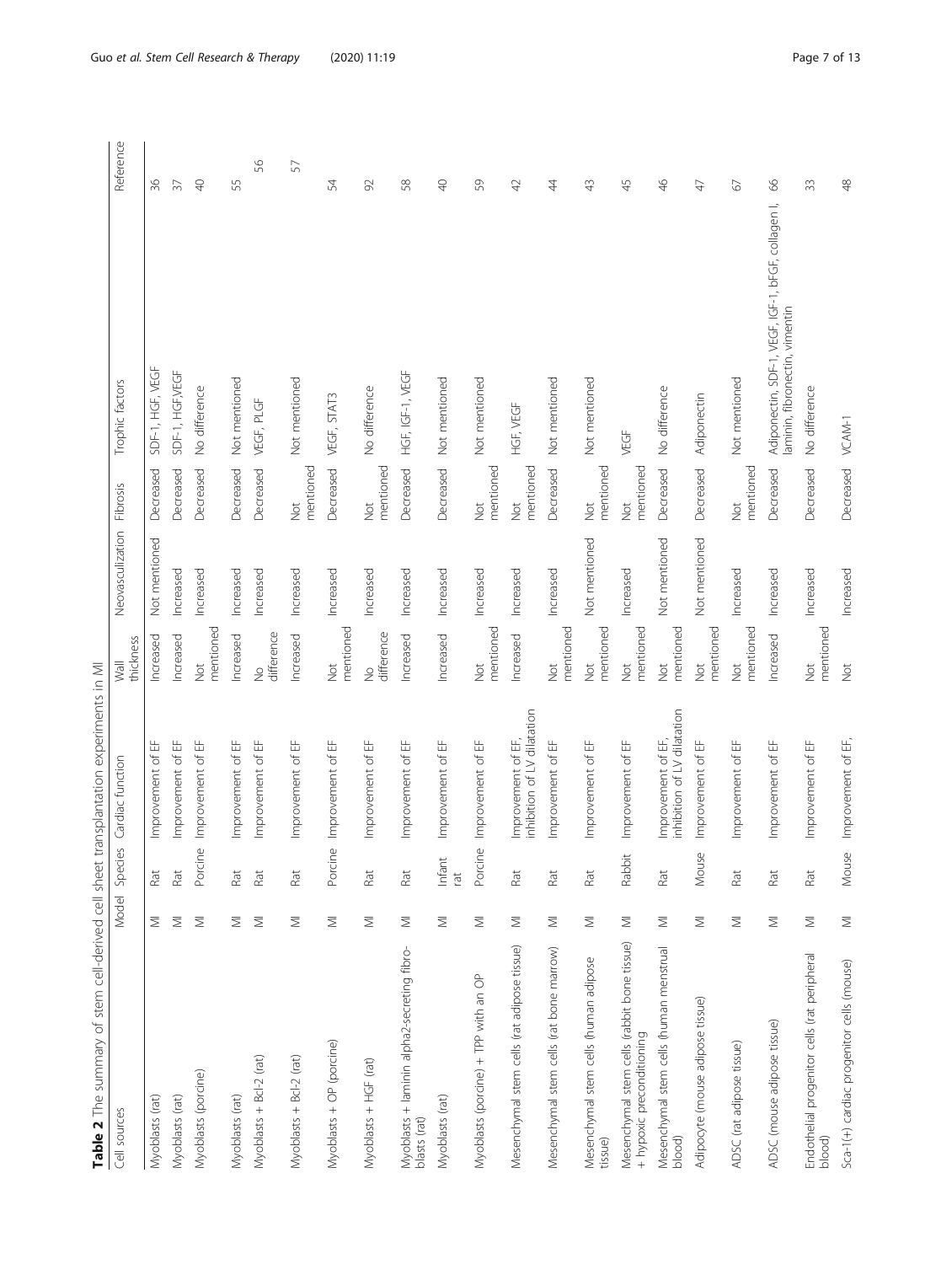**Table 2** The summary of stem cell-derived cell sheet transplantation experiments in MI

| Cell sources | Model | Species | Cardiac function | Wall thickness | Neovasculization | Fibrosis | Trophic factors | Reference |
|---|---|---|---|---|---|---|---|---|
| Myoblasts (rat) | MI | Rat | Improvement of EF | Increased | Not mentioned | Decreased | SDF-1, HGF, VEGF | 36 |
| Myoblasts (rat) | MI | Rat | Improvement of EF | Increased | Increased | Decreased | SDF-1, HGF,VEGF | 37 |
| Myoblasts (porcine) | MI | Porcine | Improvement of EF | Not mentioned | Increased | Decreased | No difference | 40 |
| Myoblasts (rat) | MI | Rat | Improvement of EF | Increased | Increased | Decreased | Not mentioned | 55 |
| Myoblasts + Bcl-2 (rat) | MI | Rat | Improvement of EF | No difference | Increased | Decreased | VEGF, PLGF | 56 |
| Myoblasts + Bcl-2 (rat) | MI | Rat | Improvement of EF | Increased | Increased | Not mentioned | Not mentioned | 57 |
| Myoblasts + OP (porcine) | MI | Porcine | Improvement of EF | Not mentioned | Increased | Decreased | VEGF, STAT3 | 54 |
| Myoblasts + HGF (rat) | MI | Rat | Improvement of EF | No difference | Increased | Not mentioned | No difference | 92 |
| Myoblasts + laminin alpha2-secreting fibro-blasts (rat) | MI | Rat | Improvement of EF | Increased | Increased | Decreased | HGF, IGF-1, VEGF | 58 |
| Myoblasts (rat) | MI | Infant rat | Improvement of EF | Increased | Increased | Decreased | Not mentioned | 40 |
| Myoblasts (porcine) + TPP with an OP | MI | Porcine | Improvement of EF | Not mentioned | Increased | Not mentioned | Not mentioned | 59 |
| Mesenchymal stem cells (rat adipose tissue) | MI | Rat | Improvement of EF, inhibition of LV dilatation | Increased | Increased | Not mentioned | HGF, VEGF | 42 |
| Mesenchymal stem cells (rat bone marrow) | MI | Rat | Improvement of EF | Not mentioned | Increased | Decreased | Not mentioned | 44 |
| Mesenchymal stem cells (human adipose tissue) | MI | Rat | Improvement of EF | Not mentioned | Not mentioned | Not mentioned | Not mentioned | 43 |
| Mesenchymal stem cells (rabbit bone tissue) + hypoxic preconditioning | MI | Rabbit | Improvement of EF | Not mentioned | Increased | Not mentioned | VEGF | 45 |
| Mesenchymal stem cells (human menstrual blood) | MI | Rat | Improvement of EF, inhibition of LV dilatation | Not mentioned | Not mentioned | Decreased | No difference | 46 |
| Adipocyte (mouse adipose tissue) | MI | Mouse | Improvement of EF | Not mentioned | Not mentioned | Decreased | Adiponectin | 47 |
| ADSC (rat adipose tissue) | MI | Rat | Improvement of EF | Not mentioned | Increased | Not mentioned | Not mentioned | 67 |
| ADSC (mouse adipose tissue) | MI | Rat | Improvement of EF | Increased | Increased | Decreased | Adiponectin, SDF-1, VEGF, IGF-1, bFGF, collagen I, laminin, fibronectin, vimentin | 66 |
| Endothelial progenitor cells (rat peripheral blood) | MI | Rat | Improvement of EF | Not mentioned | Increased | Decreased | No difference | 33 |
| Sca-1(+) cardiac progenitor cells (mouse) | MI | Mouse | Improvement of EF, | Not | Increased | Decreased | VCAM-1 | 48 |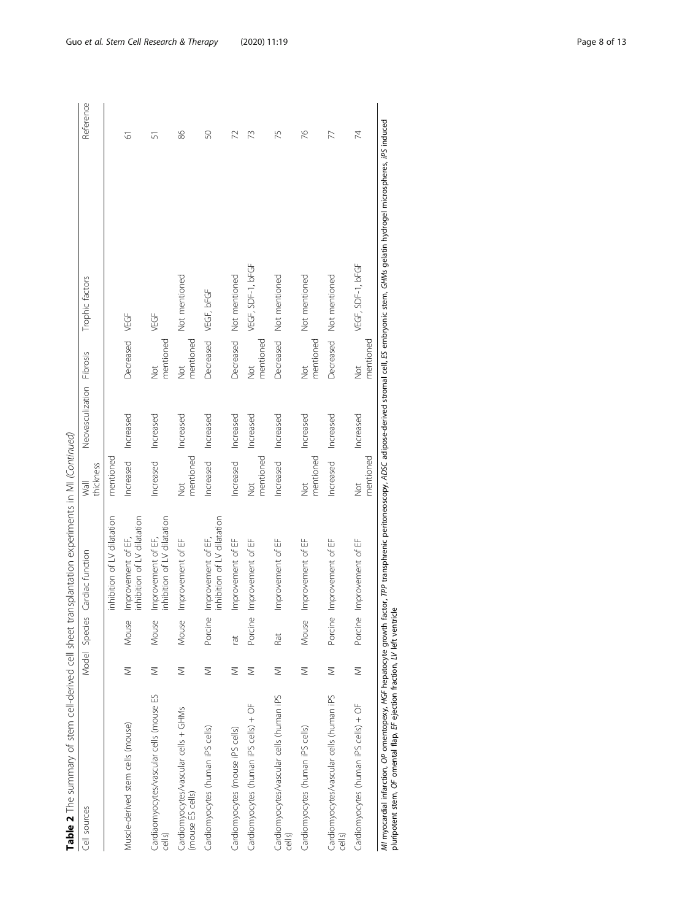**Table 2** The summary of stem cell-derived cell sheet transplantation experiments in MI *(Continued)*

| Cell sources | Model | Species | Cardiac function | Wall thickness | Neovasculization | Fibrosis | Trophic factors | Reference |
|---|---|---|---|---|---|---|---|---|
| | | | inhibition of LV dilatation | mentioned | | | | |
| Muscle-derived stem cells (mouse) | MI | Mouse | Improvement of EF, inhibition of LV dilatation | Increased | Increased | Decreased | VEGF | 61 |
| Cardiaomyocytes/vascular cells (mouse ES cells) | MI | Mouse | Improvement of EF, inhibition of LV dilatation | Increased | Increased | Not mentioned | VEGF | 51 |
| Cardiomyocytes/vascular cells + GHMs (mouse ES cells) | MI | Mouse | Improvement of EF | Not mentioned | Increased | Not mentioned | Not mentioned | 86 |
| Cardiomyocytes (human iPS cells) | MI | Porcine | Improvement of EF, inhibition of LV dilatation | Increased | Increased | Decreased | VEGF, bFGF | 50 |
| Cardiomyocytes (mouse iPS cells) | MI | rat | Improvement of EF | Increased | Increased | Decreased | Not mentioned | 72 |
| Cardiomyocytes (human iPS cells) + OF | MI | Porcine | Improvement of EF | Not mentioned | Increased | Not mentioned | VEGF, SDF-1, bFGF | 73 |
| Cardiomyocytes/vascular cells (human iPS cells) | MI | Rat | Improvement of EF | Increased | Increased | Decreased | Not mentioned | 75 |
| Cardiomyocytes (human iPS cells) | MI | Mouse | Improvement of EF | Not mentioned | Increased | Not mentioned | Not mentioned | 76 |
| Cardiomyocytes/vascular cells (human iPS cells) | MI | Porcine | Improvement of EF | Increased | Increased | Decreased | Not mentioned | 77 |
| Cardiomyocytes (human iPS cells) + OF | MI | Porcine | Improvement of EF | Not mentioned | Increased | Not mentioned | VEGF, SDF-1, bFGF | 74 |

*MI* myocardial infarction, *OP* omentopexy, *HGF* hepatocyte growth factor, *TPP* transphrenic peritoneoscopy, *ADSC* adipose-derived stromal cell, *ES* embryonic stem, *GHMs* gelatin hydrogel microspheres, *iPS* induced pluripotent stem, *OF* omental flap, *EF* ejection fraction, *LV* left ventricle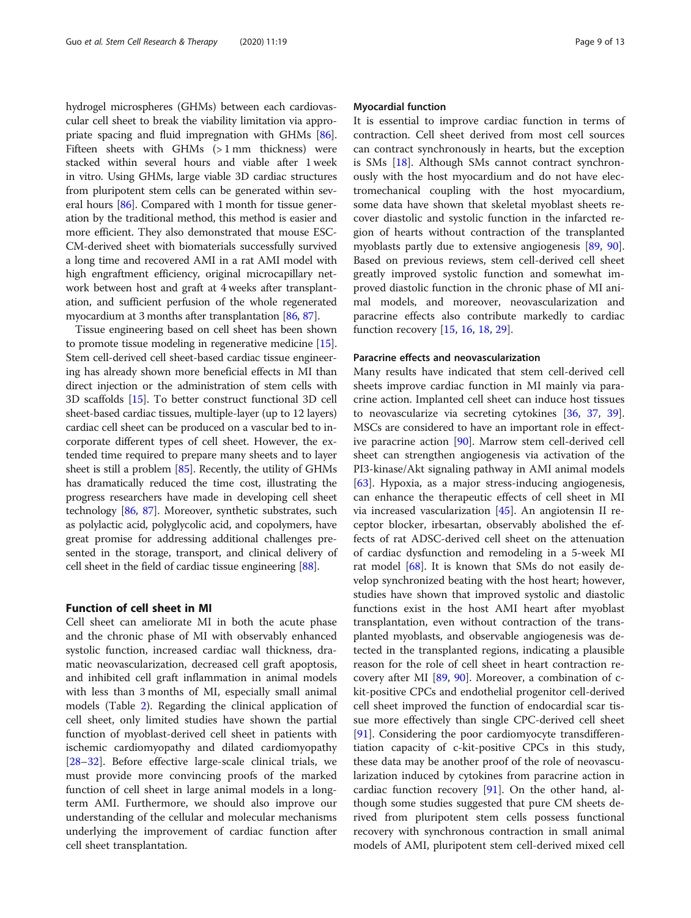hydrogel microspheres (GHMs) between each cardiovascular cell sheet to break the viability limitation via appropriate spacing and fluid impregnation with GHMs [86]. Fifteen sheets with GHMs (> 1 mm thickness) were stacked within several hours and viable after 1 week in vitro. Using GHMs, large viable 3D cardiac structures from pluripotent stem cells can be generated within several hours [86]. Compared with 1 month for tissue generation by the traditional method, this method is easier and more efficient. They also demonstrated that mouse ESC-CM-derived sheet with biomaterials successfully survived a long time and recovered AMI in a rat AMI model with high engraftment efficiency, original microcapillary network between host and graft at 4 weeks after transplantation, and sufficient perfusion of the whole regenerated myocardium at 3 months after transplantation [86, 87].

Tissue engineering based on cell sheet has been shown to promote tissue modeling in regenerative medicine [15]. Stem cell-derived cell sheet-based cardiac tissue engineering has already shown more beneficial effects in MI than direct injection or the administration of stem cells with 3D scaffolds [15]. To better construct functional 3D cell sheet-based cardiac tissues, multiple-layer (up to 12 layers) cardiac cell sheet can be produced on a vascular bed to incorporate different types of cell sheet. However, the extended time required to prepare many sheets and to layer sheet is still a problem [85]. Recently, the utility of GHMs has dramatically reduced the time cost, illustrating the progress researchers have made in developing cell sheet technology [86, 87]. Moreover, synthetic substrates, such as polylactic acid, polyglycolic acid, and copolymers, have great promise for addressing additional challenges presented in the storage, transport, and clinical delivery of cell sheet in the field of cardiac tissue engineering [88].

## Function of cell sheet in MI

Cell sheet can ameliorate MI in both the acute phase and the chronic phase of MI with observably enhanced systolic function, increased cardiac wall thickness, dramatic neovascularization, decreased cell graft apoptosis, and inhibited cell graft inflammation in animal models with less than 3 months of MI, especially small animal models (Table 2). Regarding the clinical application of cell sheet, only limited studies have shown the partial function of myoblast-derived cell sheet in patients with ischemic cardiomyopathy and dilated cardiomyopathy [28–32]. Before effective large-scale clinical trials, we must provide more convincing proofs of the marked function of cell sheet in large animal models in a long-term AMI. Furthermore, we should also improve our understanding of the cellular and molecular mechanisms underlying the improvement of cardiac function after cell sheet transplantation.

### Myocardial function

It is essential to improve cardiac function in terms of contraction. Cell sheet derived from most cell sources can contract synchronously in hearts, but the exception is SMs [18]. Although SMs cannot contract synchronously with the host myocardium and do not have electromechanical coupling with the host myocardium, some data have shown that skeletal myoblast sheets recover diastolic and systolic function in the infarcted region of hearts without contraction of the transplanted myoblasts partly due to extensive angiogenesis [89, 90]. Based on previous reviews, stem cell-derived cell sheet greatly improved systolic function and somewhat improved diastolic function in the chronic phase of MI animal models, and moreover, neovascularization and paracrine effects also contribute markedly to cardiac function recovery [15, 16, 18, 29].

### Paracrine effects and neovascularization

Many results have indicated that stem cell-derived cell sheets improve cardiac function in MI mainly via paracrine action. Implanted cell sheet can induce host tissues to neovascularize via secreting cytokines [36, 37, 39]. MSCs are considered to have an important role in effective paracrine action [90]. Marrow stem cell-derived cell sheet can strengthen angiogenesis via activation of the PI3-kinase/Akt signaling pathway in AMI animal models [63]. Hypoxia, as a major stress-inducing angiogenesis, can enhance the therapeutic effects of cell sheet in MI via increased vascularization [45]. An angiotensin II receptor blocker, irbesartan, observably abolished the effects of rat ADSC-derived cell sheet on the attenuation of cardiac dysfunction and remodeling in a 5-week MI rat model [68]. It is known that SMs do not easily develop synchronized beating with the host heart; however, studies have shown that improved systolic and diastolic functions exist in the host AMI heart after myoblast transplantation, even without contraction of the transplanted myoblasts, and observable angiogenesis was detected in the transplanted regions, indicating a plausible reason for the role of cell sheet in heart contraction recovery after MI [89, 90]. Moreover, a combination of c-kit-positive CPCs and endothelial progenitor cell-derived cell sheet improved the function of endocardial scar tissue more effectively than single CPC-derived cell sheet [91]. Considering the poor cardiomyocyte transdifferentiation capacity of c-kit-positive CPCs in this study, these data may be another proof of the role of neovascularization induced by cytokines from paracrine action in cardiac function recovery [91]. On the other hand, although some studies suggested that pure CM sheets derived from pluripotent stem cells possess functional recovery with synchronous contraction in small animal models of AMI, pluripotent stem cell-derived mixed cell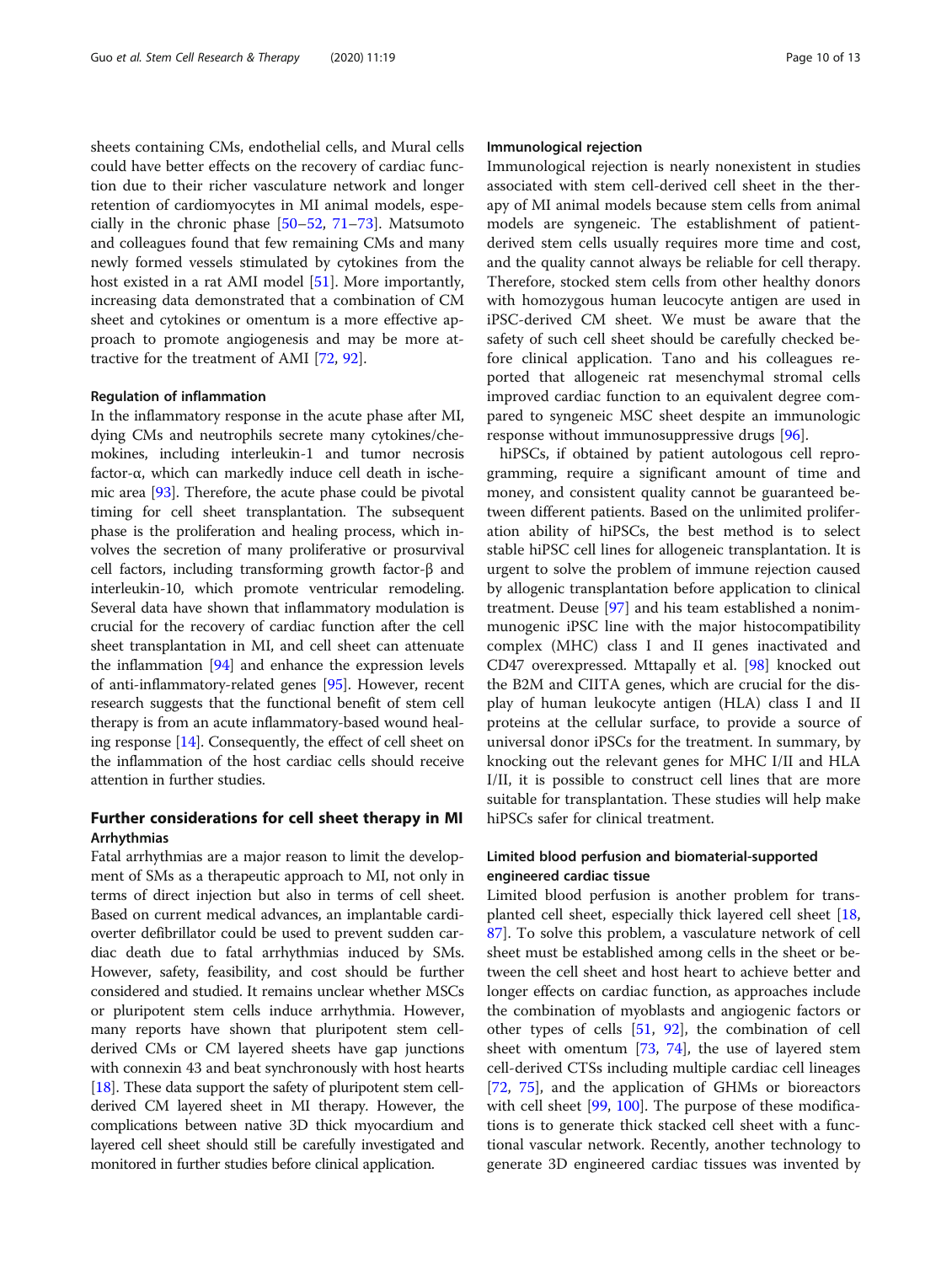sheets containing CMs, endothelial cells, and Mural cells could have better effects on the recovery of cardiac function due to their richer vasculature network and longer retention of cardiomyocytes in MI animal models, especially in the chronic phase [50–52, 71–73]. Matsumoto and colleagues found that few remaining CMs and many newly formed vessels stimulated by cytokines from the host existed in a rat AMI model [51]. More importantly, increasing data demonstrated that a combination of CM sheet and cytokines or omentum is a more effective approach to promote angiogenesis and may be more attractive for the treatment of AMI [72, 92].

#### Regulation of inflammation

In the inflammatory response in the acute phase after MI, dying CMs and neutrophils secrete many cytokines/chemokines, including interleukin-1 and tumor necrosis factor-α, which can markedly induce cell death in ischemic area [93]. Therefore, the acute phase could be pivotal timing for cell sheet transplantation. The subsequent phase is the proliferation and healing process, which involves the secretion of many proliferative or prosurvival cell factors, including transforming growth factor-β and interleukin-10, which promote ventricular remodeling. Several data have shown that inflammatory modulation is crucial for the recovery of cardiac function after the cell sheet transplantation in MI, and cell sheet can attenuate the inflammation [94] and enhance the expression levels of anti-inflammatory-related genes [95]. However, recent research suggests that the functional benefit of stem cell therapy is from an acute inflammatory-based wound healing response [14]. Consequently, the effect of cell sheet on the inflammation of the host cardiac cells should receive attention in further studies.

## Further considerations for cell sheet therapy in MI

#### Arrhythmias

Fatal arrhythmias are a major reason to limit the development of SMs as a therapeutic approach to MI, not only in terms of direct injection but also in terms of cell sheet. Based on current medical advances, an implantable cardioverter defibrillator could be used to prevent sudden cardiac death due to fatal arrhythmias induced by SMs. However, safety, feasibility, and cost should be further considered and studied. It remains unclear whether MSCs or pluripotent stem cells induce arrhythmia. However, many reports have shown that pluripotent stem cell-derived CMs or CM layered sheets have gap junctions with connexin 43 and beat synchronously with host hearts [18]. These data support the safety of pluripotent stem cell-derived CM layered sheet in MI therapy. However, the complications between native 3D thick myocardium and layered cell sheet should still be carefully investigated and monitored in further studies before clinical application.

#### Immunological rejection

Immunological rejection is nearly nonexistent in studies associated with stem cell-derived cell sheet in the therapy of MI animal models because stem cells from animal models are syngeneic. The establishment of patient-derived stem cells usually requires more time and cost, and the quality cannot always be reliable for cell therapy. Therefore, stocked stem cells from other healthy donors with homozygous human leucocyte antigen are used in iPSC-derived CM sheet. We must be aware that the safety of such cell sheet should be carefully checked before clinical application. Tano and his colleagues reported that allogeneic rat mesenchymal stromal cells improved cardiac function to an equivalent degree compared to syngeneic MSC sheet despite an immunologic response without immunosuppressive drugs [96].

hiPSCs, if obtained by patient autologous cell reprogramming, require a significant amount of time and money, and consistent quality cannot be guaranteed between different patients. Based on the unlimited proliferation ability of hiPSCs, the best method is to select stable hiPSC cell lines for allogeneic transplantation. It is urgent to solve the problem of immune rejection caused by allogenic transplantation before application to clinical treatment. Deuse [97] and his team established a nonimmunogenic iPSC line with the major histocompatibility complex (MHC) class I and II genes inactivated and CD47 overexpressed. Mttapally et al. [98] knocked out the B2M and CIITA genes, which are crucial for the display of human leukocyte antigen (HLA) class I and II proteins at the cellular surface, to provide a source of universal donor iPSCs for the treatment. In summary, by knocking out the relevant genes for MHC I/II and HLA I/II, it is possible to construct cell lines that are more suitable for transplantation. These studies will help make hiPSCs safer for clinical treatment.

#### Limited blood perfusion and biomaterial-supported engineered cardiac tissue

Limited blood perfusion is another problem for transplanted cell sheet, especially thick layered cell sheet [18, 87]. To solve this problem, a vasculature network of cell sheet must be established among cells in the sheet or between the cell sheet and host heart to achieve better and longer effects on cardiac function, as approaches include the combination of myoblasts and angiogenic factors or other types of cells [51, 92], the combination of cell sheet with omentum [73, 74], the use of layered stem cell-derived CTSs including multiple cardiac cell lineages [72, 75], and the application of GHMs or bioreactors with cell sheet [99, 100]. The purpose of these modifications is to generate thick stacked cell sheet with a functional vascular network. Recently, another technology to generate 3D engineered cardiac tissues was invented by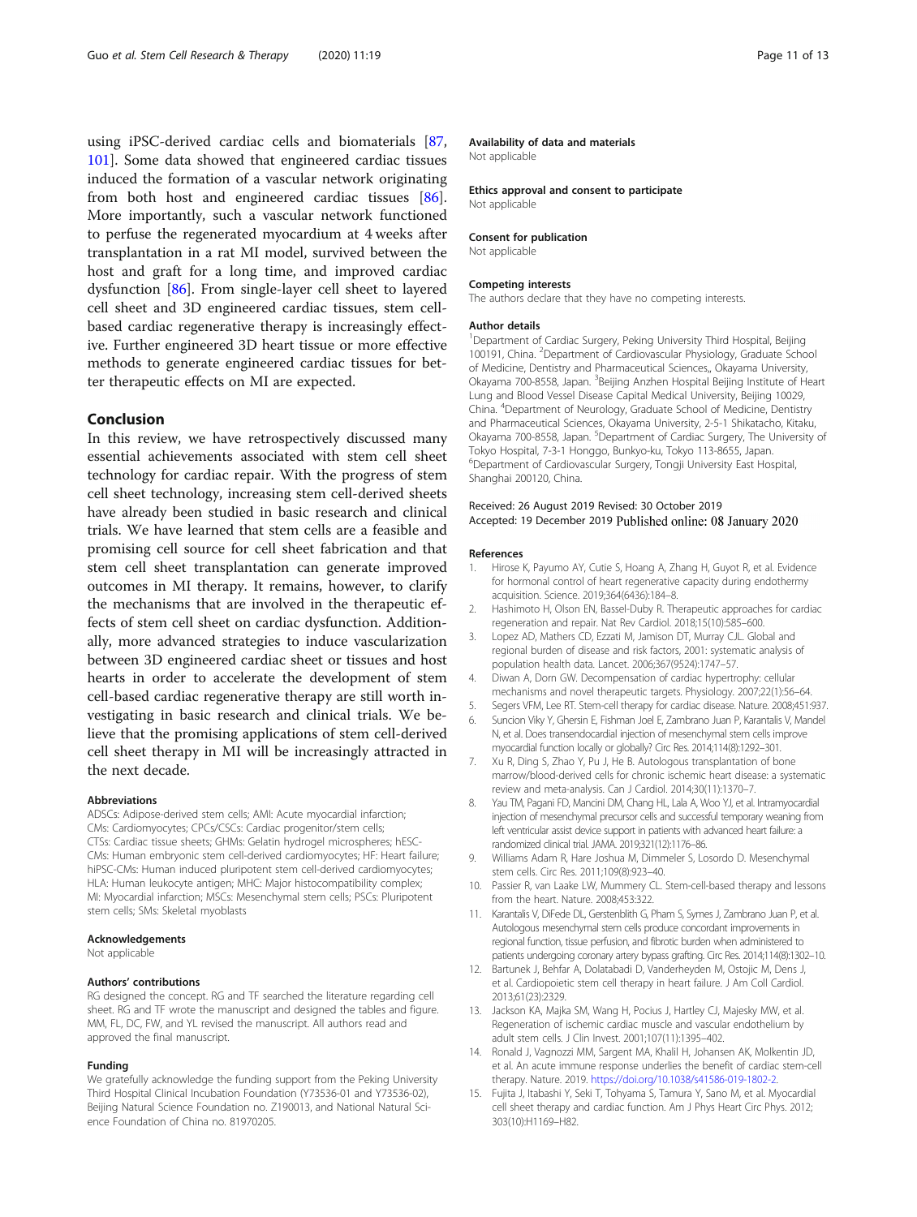using iPSC-derived cardiac cells and biomaterials [87, 101]. Some data showed that engineered cardiac tissues induced the formation of a vascular network originating from both host and engineered cardiac tissues [86]. More importantly, such a vascular network functioned to perfuse the regenerated myocardium at 4 weeks after transplantation in a rat MI model, survived between the host and graft for a long time, and improved cardiac dysfunction [86]. From single-layer cell sheet to layered cell sheet and 3D engineered cardiac tissues, stem cell-based cardiac regenerative therapy is increasingly effective. Further engineered 3D heart tissue or more effective methods to generate engineered cardiac tissues for better therapeutic effects on MI are expected.

## Conclusion

In this review, we have retrospectively discussed many essential achievements associated with stem cell sheet technology for cardiac repair. With the progress of stem cell sheet technology, increasing stem cell-derived sheets have already been studied in basic research and clinical trials. We have learned that stem cells are a feasible and promising cell source for cell sheet fabrication and that stem cell sheet transplantation can generate improved outcomes in MI therapy. It remains, however, to clarify the mechanisms that are involved in the therapeutic effects of stem cell sheet on cardiac dysfunction. Additionally, more advanced strategies to induce vascularization between 3D engineered cardiac sheet or tissues and host hearts in order to accelerate the development of stem cell-based cardiac regenerative therapy are still worth investigating in basic research and clinical trials. We believe that the promising applications of stem cell-derived cell sheet therapy in MI will be increasingly attracted in the next decade.

#### Abbreviations

ADSCs: Adipose-derived stem cells; AMI: Acute myocardial infarction; CMs: Cardiomyocytes; CPCs/CSCs: Cardiac progenitor/stem cells; CTSs: Cardiac tissue sheets; GHMs: Gelatin hydrogel microspheres; hESC-CMs: Human embryonic stem cell-derived cardiomyocytes; HF: Heart failure; hiPSC-CMs: Human induced pluripotent stem cell-derived cardiomyocytes; HLA: Human leukocyte antigen; MHC: Major histocompatibility complex; MI: Myocardial infarction; MSCs: Mesenchymal stem cells; PSCs: Pluripotent stem cells; SMs: Skeletal myoblasts

#### Acknowledgements

Not applicable

#### Authors' contributions

RG designed the concept. RG and TF searched the literature regarding cell sheet. RG and TF wrote the manuscript and designed the tables and figure. MM, FL, DC, FW, and YL revised the manuscript. All authors read and approved the final manuscript.

#### Funding

We gratefully acknowledge the funding support from the Peking University Third Hospital Clinical Incubation Foundation (Y73536-01 and Y73536-02), Beijing Natural Science Foundation no. Z190013, and National Natural Science Foundation of China no. 81970205.

#### Availability of data and materials

Not applicable

#### Ethics approval and consent to participate

Not applicable

#### Consent for publication

Not applicable

#### Competing interests

The authors declare that they have no competing interests.

#### Author details

[1]Department of Cardiac Surgery, Peking University Third Hospital, Beijing 100191, China. [2]Department of Cardiovascular Physiology, Graduate School of Medicine, Dentistry and Pharmaceutical Sciences,, Okayama University, Okayama 700-8558, Japan. [3]Beijing Anzhen Hospital Beijing Institute of Heart Lung and Blood Vessel Disease Capital Medical University, Beijing 10029, China. [4]Department of Neurology, Graduate School of Medicine, Dentistry and Pharmaceutical Sciences, Okayama University, 2-5-1 Shikatacho, Kitaku, Okayama 700-8558, Japan. [5]Department of Cardiac Surgery, The University of Tokyo Hospital, 7-3-1 Honggo, Bunkyo-ku, Tokyo 113-8655, Japan. [6]Department of Cardiovascular Surgery, Tongji University East Hospital, Shanghai 200120, China.

Received: 26 August 2019 Revised: 30 October 2019
Accepted: 19 December 2019 Published online: 08 January 2020

#### References

1. Hirose K, Payumo AY, Cutie S, Hoang A, Zhang H, Guyot R, et al. Evidence for hormonal control of heart regenerative capacity during endothermy acquisition. Science. 2019;364(6436):184–8.
2. Hashimoto H, Olson EN, Bassel-Duby R. Therapeutic approaches for cardiac regeneration and repair. Nat Rev Cardiol. 2018;15(10):585–600.
3. Lopez AD, Mathers CD, Ezzati M, Jamison DT, Murray CJL. Global and regional burden of disease and risk factors, 2001: systematic analysis of population health data. Lancet. 2006;367(9524):1747–57.
4. Diwan A, Dorn GW. Decompensation of cardiac hypertrophy: cellular mechanisms and novel therapeutic targets. Physiology. 2007;22(1):56–64.
5. Segers VFM, Lee RT. Stem-cell therapy for cardiac disease. Nature. 2008;451:937.
6. Suncion Viky Y, Ghersin E, Fishman Joel E, Zambrano Juan P, Karantalis V, Mandel N, et al. Does transendocardial injection of mesenchymal stem cells improve myocardial function locally or globally? Circ Res. 2014;114(8):1292–301.
7. Xu R, Ding S, Zhao Y, Pu J, He B. Autologous transplantation of bone marrow/blood-derived cells for chronic ischemic heart disease: a systematic review and meta-analysis. Can J Cardiol. 2014;30(11):1370–7.
8. Yau TM, Pagani FD, Mancini DM, Chang HL, Lala A, Woo YJ, et al. Intramyocardial injection of mesenchymal precursor cells and successful temporary weaning from left ventricular assist device support in patients with advanced heart failure: a randomized clinical trial. JAMA. 2019;321(12):1176–86.
9. Williams Adam R, Hare Joshua M, Dimmeler S, Losordo D. Mesenchymal stem cells. Circ Res. 2011;109(8):923–40.
10. Passier R, van Laake LW, Mummery CL. Stem-cell-based therapy and lessons from the heart. Nature. 2008;453:322.
11. Karantalis V, DiFede DL, Gerstenblith G, Pham S, Symes J, Zambrano Juan P, et al. Autologous mesenchymal stem cells produce concordant improvements in regional function, tissue perfusion, and fibrotic burden when administered to patients undergoing coronary artery bypass grafting. Circ Res. 2014;114(8):1302–10.
12. Bartunek J, Behfar A, Dolatabadi D, Vanderheyden M, Ostojic M, Dens J, et al. Cardiopoietic stem cell therapy in heart failure. J Am Coll Cardiol. 2013;61(23):2329.
13. Jackson KA, Majka SM, Wang H, Pocius J, Hartley CJ, Majesky MW, et al. Regeneration of ischemic cardiac muscle and vascular endothelium by adult stem cells. J Clin Invest. 2001;107(11):1395–402.
14. Ronald J, Vagnozzi MM, Sargent MA, Khalil H, Johansen AK, Molkentin JD, et al. An acute immune response underlies the benefit of cardiac stem-cell therapy. Nature. 2019. https://doi.org/10.1038/s41586-019-1802-2.
15. Fujita J, Itabashi Y, Seki T, Tohyama S, Tamura Y, Sano M, et al. Myocardial cell sheet therapy and cardiac function. Am J Phys Heart Circ Phys. 2012; 303(10):H1169–H82.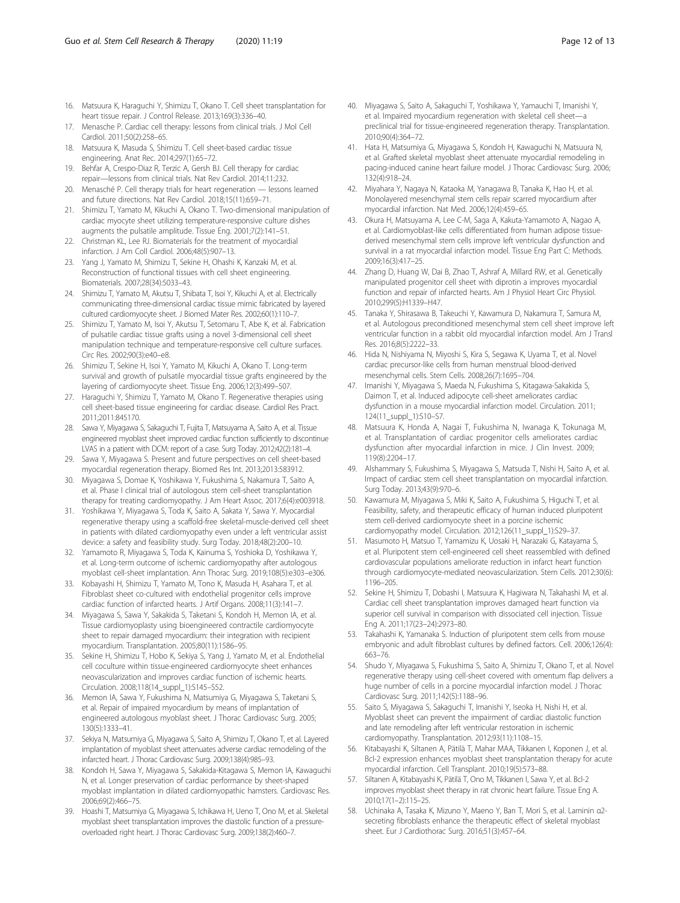16. Matsuura K, Haraguchi Y, Shimizu T, Okano T. Cell sheet transplantation for heart tissue repair. J Control Release. 2013;169(3):336–40.
17. Menasche P. Cardiac cell therapy: lessons from clinical trials. J Mol Cell Cardiol. 2011;50(2):258–65.
18. Matsuura K, Masuda S, Shimizu T. Cell sheet-based cardiac tissue engineering. Anat Rec. 2014;297(1):65–72.
19. Behfar A, Crespo-Diaz R, Terzic A, Gersh BJ. Cell therapy for cardiac repair—lessons from clinical trials. Nat Rev Cardiol. 2014;11:232.
20. Menasché P. Cell therapy trials for heart regeneration — lessons learned and future directions. Nat Rev Cardiol. 2018;15(11):659–71.
21. Shimizu T, Yamato M, Kikuchi A, Okano T. Two-dimensional manipulation of cardiac myocyte sheet utilizing temperature-responsive culture dishes augments the pulsatile amplitude. Tissue Eng. 2001;7(2):141–51.
22. Christman KL, Lee RJ. Biomaterials for the treatment of myocardial infarction. J Am Coll Cardiol. 2006;48(5):907–13.
23. Yang J, Yamato M, Shimizu T, Sekine H, Ohashi K, Kanzaki M, et al. Reconstruction of functional tissues with cell sheet engineering. Biomaterials. 2007;28(34):5033–43.
24. Shimizu T, Yamato M, Akutsu T, Shibata T, Isoi Y, Kikuchi A, et al. Electrically communicating three-dimensional cardiac tissue mimic fabricated by layered cultured cardiomyocyte sheet. J Biomed Mater Res. 2002;60(1):110–7.
25. Shimizu T, Yamato M, Isoi Y, Akutsu T, Setomaru T, Abe K, et al. Fabrication of pulsatile cardiac tissue grafts using a novel 3-dimensional cell sheet manipulation technique and temperature-responsive cell culture surfaces. Circ Res. 2002;90(3):e40–e8.
26. Shimizu T, Sekine H, Isoi Y, Yamato M, Kikuchi A, Okano T. Long-term survival and growth of pulsatile myocardial tissue grafts engineered by the layering of cardiomyocyte sheet. Tissue Eng. 2006;12(3):499–507.
27. Haraguchi Y, Shimizu T, Yamato M, Okano T. Regenerative therapies using cell sheet-based tissue engineering for cardiac disease. Cardiol Res Pract. 2011;2011:845170.
28. Sawa Y, Miyagawa S, Sakaguchi T, Fujita T, Matsuyama A, Saito A, et al. Tissue engineered myoblast sheet improved cardiac function sufficiently to discontinue LVAS in a patient with DCM: report of a case. Surg Today. 2012;42(2):181–4.
29. Sawa Y, Miyagawa S. Present and future perspectives on cell sheet-based myocardial regeneration therapy. Biomed Res Int. 2013;2013:583912.
30. Miyagawa S, Domae K, Yoshikawa Y, Fukushima S, Nakamura T, Saito A, et al. Phase I clinical trial of autologous stem cell-sheet transplantation therapy for treating cardiomyopathy. J Am Heart Assoc. 2017;6(4):e003918.
31. Yoshikawa Y, Miyagawa S, Toda K, Saito A, Sakata Y, Sawa Y. Myocardial regenerative therapy using a scaffold-free skeletal-muscle-derived cell sheet in patients with dilated cardiomyopathy even under a left ventricular assist device: a safety and feasibility study. Surg Today. 2018;48(2):200–10.
32. Yamamoto R, Miyagawa S, Toda K, Kainuma S, Yoshioka D, Yoshikawa Y, et al. Long-term outcome of ischemic cardiomyopathy after autologous myoblast cell-sheet implantation. Ann Thorac Surg. 2019;108(5):e303–e306.
33. Kobayashi H, Shimizu T, Yamato M, Tono K, Masuda H, Asahara T, et al. Fibroblast sheet co-cultured with endothelial progenitor cells improve cardiac function of infarcted hearts. J Artif Organs. 2008;11(3):141–7.
34. Miyagawa S, Sawa Y, Sakakida S, Taketani S, Kondoh H, Memon IA, et al. Tissue cardiomyoplasty using bioengineered contractile cardiomyocyte sheet to repair damaged myocardium: their integration with recipient myocardium. Transplantation. 2005;80(11):1586–95.
35. Sekine H, Shimizu T, Hobo K, Sekiya S, Yang J, Yamato M, et al. Endothelial cell coculture within tissue-engineered cardiomyocyte sheet enhances neovascularization and improves cardiac function of ischemic hearts. Circulation. 2008;118(14_suppl_1):S145–S52.
36. Memon IA, Sawa Y, Fukushima N, Matsumiya G, Miyagawa S, Taketani S, et al. Repair of impaired myocardium by means of implantation of engineered autologous myoblast sheet. J Thorac Cardiovasc Surg. 2005;130(5):1333–41.
37. Sekiya N, Matsumiya G, Miyagawa S, Saito A, Shimizu T, Okano T, et al. Layered implantation of myoblast sheet attenuates adverse cardiac remodeling of the infarcted heart. J Thorac Cardiovasc Surg. 2009;138(4):985–93.
38. Kondoh H, Sawa Y, Miyagawa S, Sakakida-Kitagawa S, Memon IA, Kawaguchi N, et al. Longer preservation of cardiac performance by sheet-shaped myoblast implantation in dilated cardiomyopathic hamsters. Cardiovasc Res. 2006;69(2):466–75.
39. Hoashi T, Matsumiya G, Miyagawa S, Ichikawa H, Ueno T, Ono M, et al. Skeletal myoblast sheet transplantation improves the diastolic function of a pressure-overloaded right heart. J Thorac Cardiovasc Surg. 2009;138(2):460–7.
40. Miyagawa S, Saito A, Sakaguchi T, Yoshikawa Y, Yamauchi T, Imanishi Y, et al. Impaired myocardium regeneration with skeletal cell sheet—a preclinical trial for tissue-engineered regeneration therapy. Transplantation. 2010;90(4):364–72.
41. Hata H, Matsumiya G, Miyagawa S, Kondoh H, Kawaguchi N, Matsuura N, et al. Grafted skeletal myoblast sheet attenuate myocardial remodeling in pacing-induced canine heart failure model. J Thorac Cardiovasc Surg. 2006;132(4):918–24.
42. Miyahara Y, Nagaya N, Kataoka M, Yanagawa B, Tanaka K, Hao H, et al. Monolayered mesenchymal stem cells repair scarred myocardium after myocardial infarction. Nat Med. 2006;12(4):459–65.
43. Okura H, Matsuyama A, Lee C-M, Saga A, Kakuta-Yamamoto A, Nagao A, et al. Cardiomyoblast-like cells differentiated from human adipose tissue-derived mesenchymal stem cells improve left ventricular dysfunction and survival in a rat myocardial infarction model. Tissue Eng Part C: Methods. 2009;16(3):417–25.
44. Zhang D, Huang W, Dai B, Zhao T, Ashraf A, Millard RW, et al. Genetically manipulated progenitor cell sheet with diprotin a improves myocardial function and repair of infarcted hearts. Am J Physiol Heart Circ Physiol. 2010;299(5):H1339–H47.
45. Tanaka Y, Shirasawa B, Takeuchi Y, Kawamura D, Nakamura T, Samura M, et al. Autologous preconditioned mesenchymal stem cell sheet improve left ventricular function in a rabbit old myocardial infarction model. Am J Transl Res. 2016;8(5):2222–33.
46. Hida N, Nishiyama N, Miyoshi S, Kira S, Segawa K, Uyama T, et al. Novel cardiac precursor-like cells from human menstrual blood-derived mesenchymal cells. Stem Cells. 2008;26(7):1695–704.
47. Imanishi Y, Miyagawa S, Maeda N, Fukushima S, Kitagawa-Sakakida S, Daimon T, et al. Induced adipocyte cell-sheet ameliorates cardiac dysfunction in a mouse myocardial infarction model. Circulation. 2011;124(11_suppl_1):S10–S7.
48. Matsuura K, Honda A, Nagai T, Fukushima N, Iwanaga K, Tokunaga M, et al. Transplantation of cardiac progenitor cells ameliorates cardiac dysfunction after myocardial infarction in mice. J Clin Invest. 2009;119(8):2204–17.
49. Alshammary S, Fukushima S, Miyagawa S, Matsuda T, Nishi H, Saito A, et al. Impact of cardiac stem cell sheet transplantation on myocardial infarction. Surg Today. 2013;43(9):970–6.
50. Kawamura M, Miyagawa S, Miki K, Saito A, Fukushima S, Higuchi T, et al. Feasibility, safety, and therapeutic efficacy of human induced pluripotent stem cell-derived cardiomyocyte sheet in a porcine ischemic cardiomyopathy model. Circulation. 2012;126(11_suppl_1):S29–37.
51. Masumoto H, Matsuo T, Yamamizu K, Uosaki H, Narazaki G, Katayama S, et al. Pluripotent stem cell-engineered cell sheet reassembled with defined cardiovascular populations ameliorate reduction in infarct heart function through cardiomyocyte-mediated neovascularization. Stem Cells. 2012;30(6):1196–205.
52. Sekine H, Shimizu T, Dobashi I, Matsuura K, Hagiwara N, Takahashi M, et al. Cardiac cell sheet transplantation improves damaged heart function via superior cell survival in comparison with dissociated cell injection. Tissue Eng A. 2011;17(23–24):2973–80.
53. Takahashi K, Yamanaka S. Induction of pluripotent stem cells from mouse embryonic and adult fibroblast cultures by defined factors. Cell. 2006;126(4):663–76.
54. Shudo Y, Miyagawa S, Fukushima S, Saito A, Shimizu T, Okano T, et al. Novel regenerative therapy using cell-sheet covered with omentum flap delivers a huge number of cells in a porcine myocardial infarction model. J Thorac Cardiovasc Surg. 2011;142(5):1188–96.
55. Saito S, Miyagawa S, Sakaguchi T, Imanishi Y, Iseoka H, Nishi H, et al. Myoblast sheet can prevent the impairment of cardiac diastolic function and late remodeling after left ventricular restoration in ischemic cardiomyopathy. Transplantation. 2012;93(11):1108–15.
56. Kitabayashi K, Siltanen A, Pätilä T, Mahar MAA, Tikkanen I, Koponen J, et al. Bcl-2 expression enhances myoblast sheet transplantation therapy for acute myocardial infarction. Cell Transplant. 2010;19(5):573–88.
57. Siltanen A, Kitabayashi K, Pätilä T, Ono M, Tikkanen I, Sawa Y, et al. Bcl-2 improves myoblast sheet therapy in rat chronic heart failure. Tissue Eng A. 2010;17(1–2):115–25.
58. Uchinaka A, Tasaka K, Mizuno Y, Maeno Y, Ban T, Mori S, et al. Laminin α2-secreting fibroblasts enhance the therapeutic effect of skeletal myoblast sheet. Eur J Cardiothorac Surg. 2016;51(3):457–64.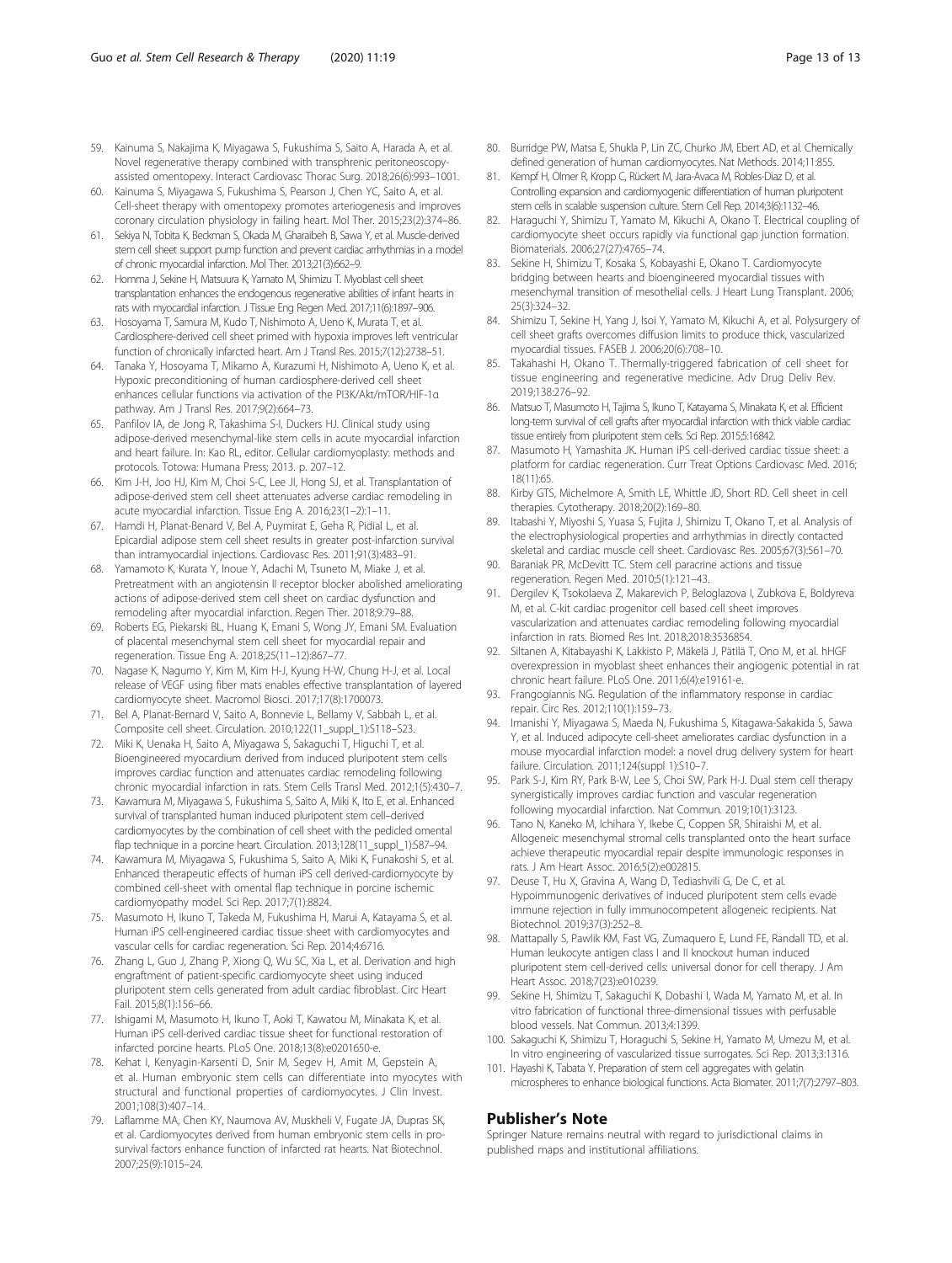59. Kainuma S, Nakajima K, Miyagawa S, Fukushima S, Saito A, Harada A, et al. Novel regenerative therapy combined with transphrenic peritoneoscopy-assisted omentopexy. Interact Cardiovasc Thorac Surg. 2018;26(6):993–1001.
60. Kainuma S, Miyagawa S, Fukushima S, Pearson J, Chen YC, Saito A, et al. Cell-sheet therapy with omentopexy promotes arteriogenesis and improves coronary circulation physiology in failing heart. Mol Ther. 2015;23(2):374–86.
61. Sekiya N, Tobita K, Beckman S, Okada M, Gharaibeh B, Sawa Y, et al. Muscle-derived stem cell sheet support pump function and prevent cardiac arrhythmias in a model of chronic myocardial infarction. Mol Ther. 2013;21(3):662–9.
62. Homma J, Sekine H, Matsuura K, Yamato M, Shimizu T. Myoblast cell sheet transplantation enhances the endogenous regenerative abilities of infant hearts in rats with myocardial infarction. J Tissue Eng Regen Med. 2017;11(6):1897–906.
63. Hosoyama T, Samura M, Kudo T, Nishimoto A, Ueno K, Murata T, et al. Cardiosphere-derived cell sheet primed with hypoxia improves left ventricular function of chronically infarcted heart. Am J Transl Res. 2015;7(12):2738–51.
64. Tanaka Y, Hosoyama T, Mikamo A, Kurazumi H, Nishimoto A, Ueno K, et al. Hypoxic preconditioning of human cardiosphere-derived cell sheet enhances cellular functions via activation of the PI3K/Akt/mTOR/HIF-1α pathway. Am J Transl Res. 2017;9(2):664–73.
65. Panfilov IA, de Jong R, Takashima S-I, Duckers HJ. Clinical study using adipose-derived mesenchymal-like stem cells in acute myocardial infarction and heart failure. In: Kao RL, editor. Cellular cardiomyoplasty: methods and protocols. Totowa: Humana Press; 2013. p. 207–12.
66. Kim J-H, Joo HJ, Kim M, Choi S-C, Lee JI, Hong SJ, et al. Transplantation of adipose-derived stem cell sheet attenuates adverse cardiac remodeling in acute myocardial infarction. Tissue Eng A. 2016;23(1–2):1–11.
67. Hamdi H, Planat-Benard V, Bel A, Puymirat E, Geha R, Pidial L, et al. Epicardial adipose stem cell sheets results in greater post-infarction survival than intramyocardial injections. Cardiovasc Res. 2011;91(3):483–91.
68. Yamamoto K, Kurata Y, Inoue Y, Adachi M, Tsuneto M, Miake J, et al. Pretreatment with an angiotensin II receptor blocker abolished ameliorating actions of adipose-derived stem cell sheet on cardiac dysfunction and remodeling after myocardial infarction. Regen Ther. 2018;9:79–88.
69. Roberts EG, Piekarski BL, Huang K, Emani S, Wong JY, Emani SM. Evaluation of placental mesenchymal stem cell sheet for myocardial repair and regeneration. Tissue Eng A. 2018;25(11–12):867–77.
70. Nagase K, Nagumo Y, Kim M, Kim H-J, Kyung H-W, Chung H-J, et al. Local release of VEGF using fiber mats enables effective transplantation of layered cardiomyocyte sheet. Macromol Biosci. 2017;17(8):1700073.
71. Bel A, Planat-Bernard V, Saito A, Bonnevie L, Bellamy V, Sabbah L, et al. Composite cell sheet. Circulation. 2010;122(11_suppl_1):S118–S23.
72. Miki K, Uenaka H, Saito A, Miyagawa S, Sakaguchi T, Higuchi T, et al. Bioengineered myocardium derived from induced pluripotent stem cells improves cardiac function and attenuates cardiac remodeling following chronic myocardial infarction in rats. Stem Cells Transl Med. 2012;1(5):430–7.
73. Kawamura M, Miyagawa S, Fukushima S, Saito A, Miki K, Ito E, et al. Enhanced survival of transplanted human induced pluripotent stem cell–derived cardiomyocytes by the combination of cell sheet with the pedicled omental flap technique in a porcine heart. Circulation. 2013;128(11_suppl_1):S87–94.
74. Kawamura M, Miyagawa S, Fukushima S, Saito A, Miki K, Funakoshi S, et al. Enhanced therapeutic effects of human iPS cell derived-cardiomyocyte by combined cell-sheet with omental flap technique in porcine ischemic cardiomyopathy model. Sci Rep. 2017;7(1):8824.
75. Masumoto H, Ikuno T, Takeda M, Fukushima H, Marui A, Katayama S, et al. Human iPS cell-engineered cardiac tissue sheet with cardiomyocytes and vascular cells for cardiac regeneration. Sci Rep. 2014;4:6716.
76. Zhang L, Guo J, Zhang P, Xiong Q, Wu SC, Xia L, et al. Derivation and high engraftment of patient-specific cardiomyocyte sheet using induced pluripotent stem cells generated from adult cardiac fibroblast. Circ Heart Fail. 2015;8(1):156–66.
77. Ishigami M, Masumoto H, Ikuno T, Aoki T, Kawatou M, Minakata K, et al. Human iPS cell-derived cardiac tissue sheet for functional restoration of infarcted porcine hearts. PLoS One. 2018;13(8):e0201650-e.
78. Kehat I, Kenyagin-Karsenti D, Snir M, Segev H, Amit M, Gepstein A, et al. Human embryonic stem cells can differentiate into myocytes with structural and functional properties of cardiomyocytes. J Clin Invest. 2001;108(3):407–14.
79. Laflamme MA, Chen KY, Naumova AV, Muskheli V, Fugate JA, Dupras SK, et al. Cardiomyocytes derived from human embryonic stem cells in pro-survival factors enhance function of infarcted rat hearts. Nat Biotechnol. 2007;25(9):1015–24.
80. Burridge PW, Matsa E, Shukla P, Lin ZC, Churko JM, Ebert AD, et al. Chemically defined generation of human cardiomyocytes. Nat Methods. 2014;11:855.
81. Kempf H, Olmer R, Kropp C, Rückert M, Jara-Avaca M, Robles-Diaz D, et al. Controlling expansion and cardiomyogenic differentiation of human pluripotent stem cells in scalable suspension culture. Stem Cell Rep. 2014;3(6):1132–46.
82. Haraguchi Y, Shimizu T, Yamato M, Kikuchi A, Okano T. Electrical coupling of cardiomyocyte sheet occurs rapidly via functional gap junction formation. Biomaterials. 2006;27(27):4765–74.
83. Sekine H, Shimizu T, Kosaka S, Kobayashi E, Okano T. Cardiomyocyte bridging between hearts and bioengineered myocardial tissues with mesenchymal transition of mesothelial cells. J Heart Lung Transplant. 2006; 25(3):324–32.
84. Shimizu T, Sekine H, Yang J, Isoi Y, Yamato M, Kikuchi A, et al. Polysurgery of cell sheet grafts overcomes diffusion limits to produce thick, vascularized myocardial tissues. FASEB J. 2006;20(6):708–10.
85. Takahashi H, Okano T. Thermally-triggered fabrication of cell sheet for tissue engineering and regenerative medicine. Adv Drug Deliv Rev. 2019;138:276–92.
86. Matsuo T, Masumoto H, Tajima S, Ikuno T, Katayama S, Minakata K, et al. Efficient long-term survival of cell grafts after myocardial infarction with thick viable cardiac tissue entirely from pluripotent stem cells. Sci Rep. 2015;5:16842.
87. Masumoto H, Yamashita JK. Human iPS cell-derived cardiac tissue sheet: a platform for cardiac regeneration. Curr Treat Options Cardiovasc Med. 2016; 18(11):65.
88. Kirby GTS, Michelmore A, Smith LE, Whittle JD, Short RD. Cell sheet in cell therapies. Cytotherapy. 2018;20(2):169–80.
89. Itabashi Y, Miyoshi S, Yuasa S, Fujita J, Shimizu T, Okano T, et al. Analysis of the electrophysiological properties and arrhythmias in directly contacted skeletal and cardiac muscle cell sheet. Cardiovasc Res. 2005;67(3):561–70.
90. Baraniak PR, McDevitt TC. Stem cell paracrine actions and tissue regeneration. Regen Med. 2010;5(1):121–43.
91. Dergilev K, Tsokolaeva Z, Makarevich P, Beloglazova I, Zubkova E, Boldyreva M, et al. C-kit cardiac progenitor cell based cell sheet improves vascularization and attenuates cardiac remodeling following myocardial infarction in rats. Biomed Res Int. 2018;2018:3536854.
92. Siltanen A, Kitabayashi K, Lakkisto P, Mäkelä J, Pätilä T, Ono M, et al. hHGF overexpression in myoblast sheet enhances their angiogenic potential in rat chronic heart failure. PLoS One. 2011;6(4):e19161-e.
93. Frangogiannis NG. Regulation of the inflammatory response in cardiac repair. Circ Res. 2012;110(1):159–73.
94. Imanishi Y, Miyagawa S, Maeda N, Fukushima S, Kitagawa-Sakakida S, Sawa Y, et al. Induced adipocyte cell-sheet ameliorates cardiac dysfunction in a mouse myocardial infarction model: a novel drug delivery system for heart failure. Circulation. 2011;124(suppl 1):S10–7.
95. Park S-J, Kim RY, Park B-W, Lee S, Choi SW, Park H-J. Dual stem cell therapy synergistically improves cardiac function and vascular regeneration following myocardial infarction. Nat Commun. 2019;10(1):3123.
96. Tano N, Kaneko M, Ichihara Y, Ikebe C, Coppen SR, Shiraishi M, et al. Allogeneic mesenchymal stromal cells transplanted onto the heart surface achieve therapeutic myocardial repair despite immunologic responses in rats. J Am Heart Assoc. 2016;5(2):e002815.
97. Deuse T, Hu X, Gravina A, Wang D, Tediashvili G, De C, et al. Hypoimmunogenic derivatives of induced pluripotent stem cells evade immune rejection in fully immunocompetent allogeneic recipients. Nat Biotechnol. 2019;37(3):252–8.
98. Mattapally S, Pawlik KM, Fast VG, Zumaquero E, Lund FE, Randall TD, et al. Human leukocyte antigen class I and II knockout human induced pluripotent stem cell-derived cells: universal donor for cell therapy. J Am Heart Assoc. 2018;7(23):e010239.
99. Sekine H, Shimizu T, Sakaguchi K, Dobashi I, Wada M, Yamato M, et al. In vitro fabrication of functional three-dimensional tissues with perfusable blood vessels. Nat Commun. 2013;4:1399.
100. Sakaguchi K, Shimizu T, Horaguchi S, Sekine H, Yamato M, Umezu M, et al. In vitro engineering of vascularized tissue surrogates. Sci Rep. 2013;3:1316.
101. Hayashi K, Tabata Y. Preparation of stem cell aggregates with gelatin microspheres to enhance biological functions. Acta Biomater. 2011;7(7):2797–803.

## Publisher's Note

Springer Nature remains neutral with regard to jurisdictional claims in published maps and institutional affiliations.